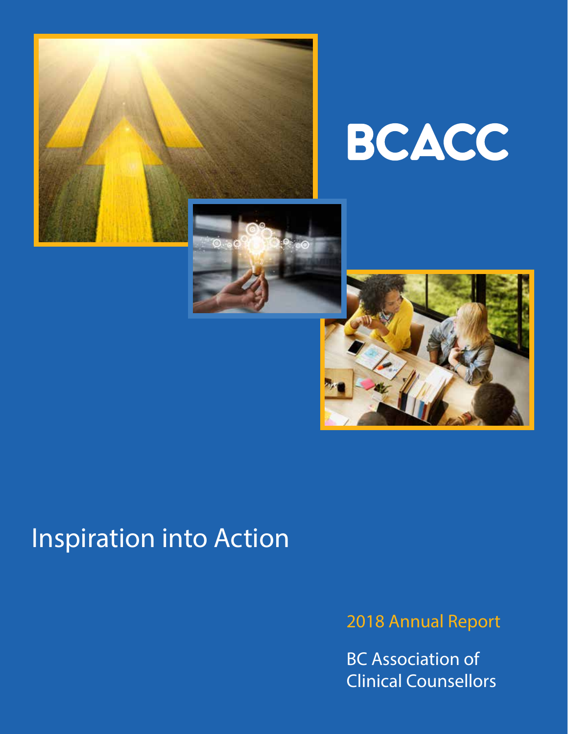# BCACC

## Inspiration into Action

2018 Annual Report

BC Association of Clinical Counsellors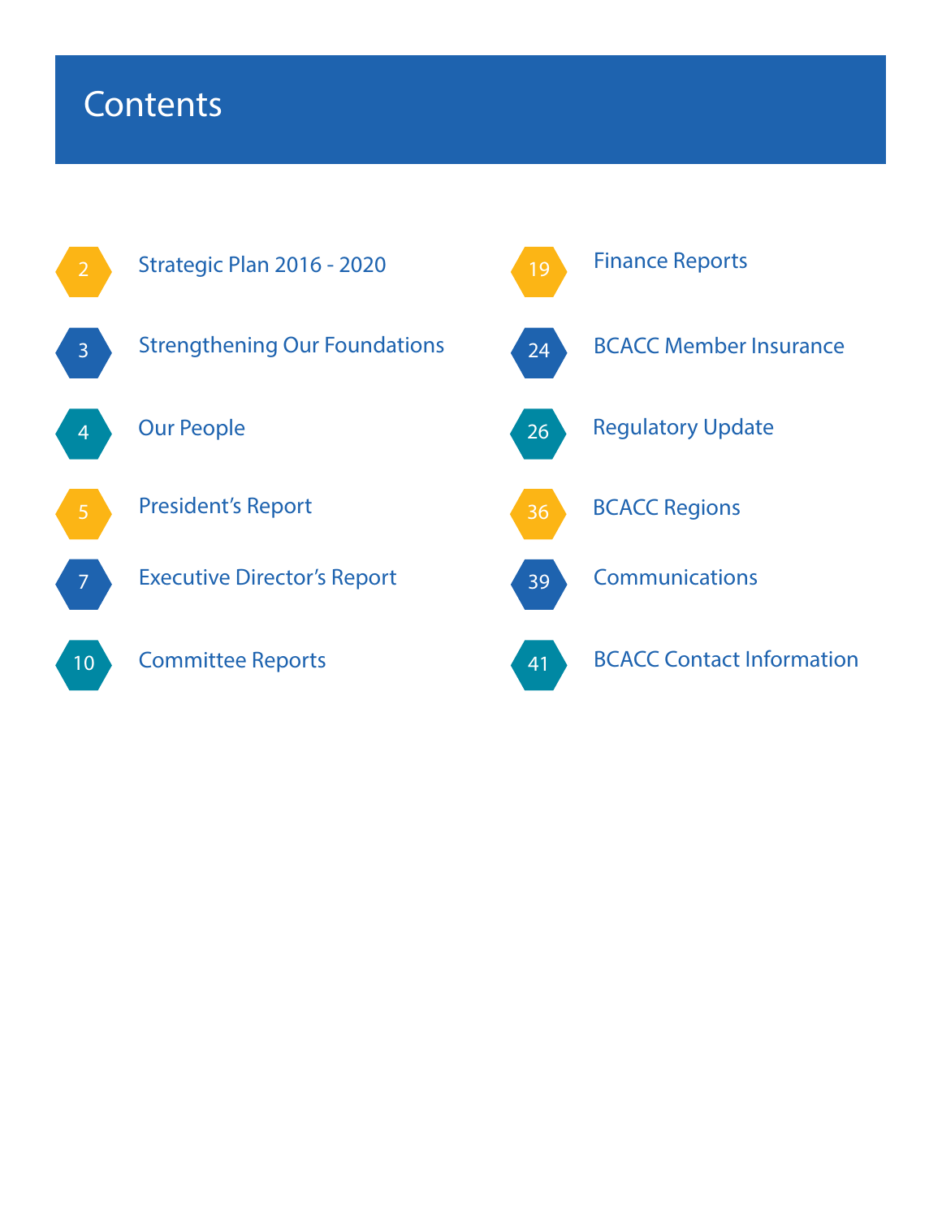# Contents

- 2 Strategic Plan 2016 - 2020
- 3 Strengthening Our Foundations
- 4 Our People
- 5 President's Report
- 7 Executive Director's Report
- 10 Committee Reports
- 19 Finance Reports
- 24 BCACC Member Insurance
- 26 Regulatory Update
- 36 BCACC Regions
- 39 Communications
- 41 BCACC Contact Information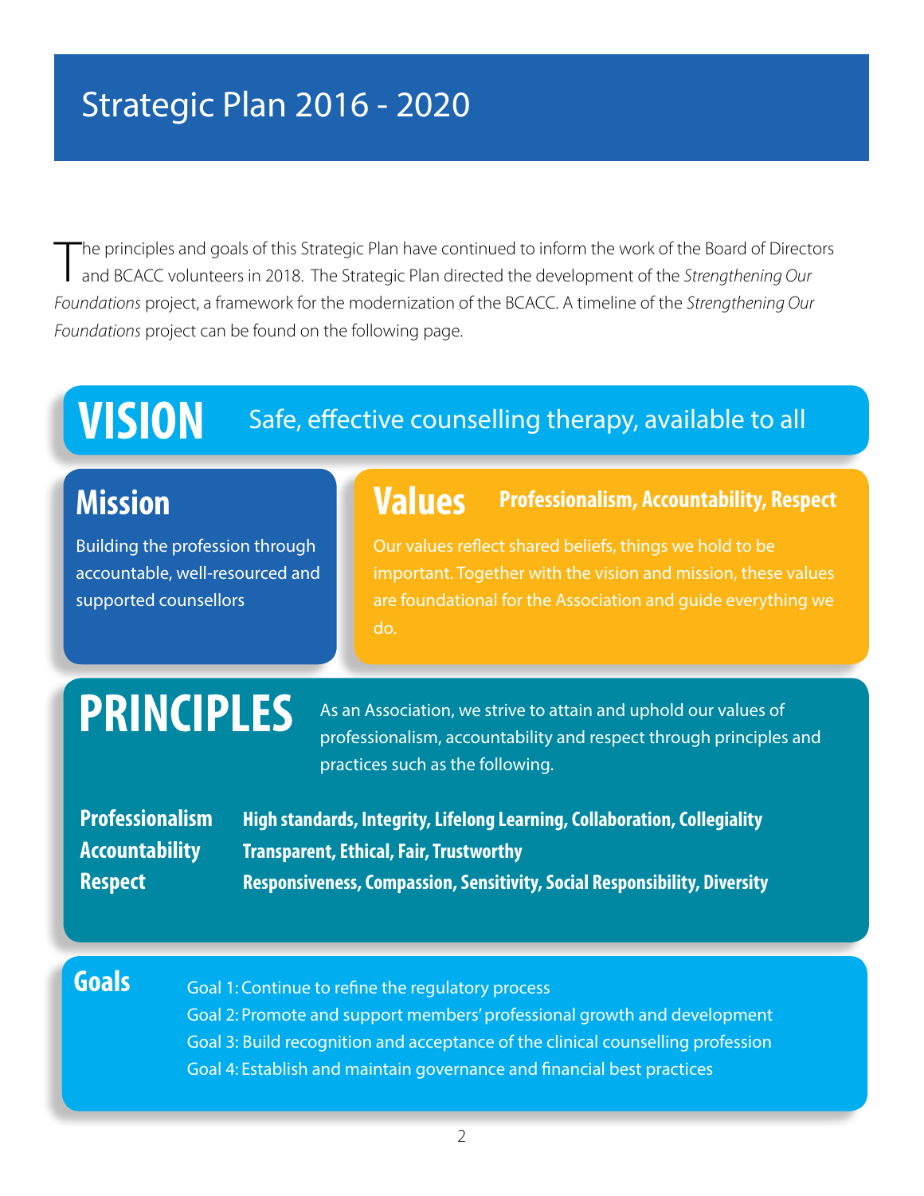# Strategic Plan 2016 - 2020

The principles and goals of this Strategic Plan have continued to inform the work of the Board of Directors and BCACC volunteers in 2018. The Strategic Plan directed the development of the *Strengthening Our Foundations* project, a framework for the modernization of the BCACC. A timeline of the *Strengthening Our Foundations* project can be found on the following page.

## VISION

Safe, effective counselling therapy, available to all

## Mission

Building the profession through accountable, well-resourced and supported counsellors

## Values

**Professionalism, Accountability, Respect**

Our values reflect shared beliefs, things we hold to be important. Together with the vision and mission, these values are foundational for the Association and guide everything we do.

## PRINCIPLES

As an Association, we strive to attain and uphold our values of professionalism, accountability and respect through principles and practices such as the following.

| | |
|---|---|
| **Professionalism** | **High standards, Integrity, Lifelong Learning, Collaboration, Collegiality** |
| **Accountability** | **Transparent, Ethical, Fair, Trustworthy** |
| **Respect** | **Responsiveness, Compassion, Sensitivity, Social Responsibility, Diversity** |

## Goals

- Goal 1: Continue to refine the regulatory process
- Goal 2: Promote and support members' professional growth and development
- Goal 3: Build recognition and acceptance of the clinical counselling profession
- Goal 4: Establish and maintain governance and financial best practices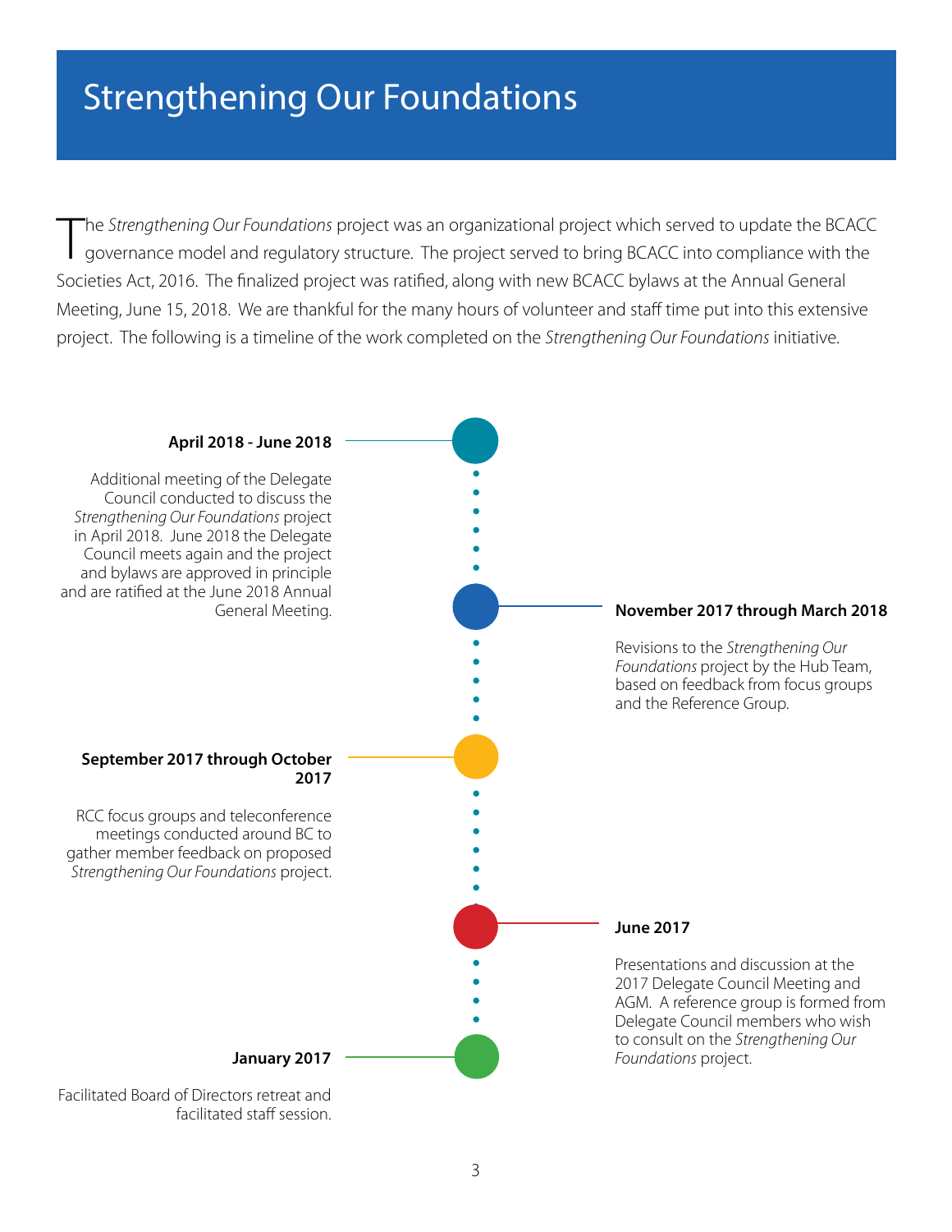# Strengthening Our Foundations

The *Strengthening Our Foundations* project was an organizational project which served to update the BCACC governance model and regulatory structure. The project served to bring BCACC into compliance with the Societies Act, 2016. The finalized project was ratified, along with new BCACC bylaws at the Annual General Meeting, June 15, 2018. We are thankful for the many hours of volunteer and staff time put into this extensive project. The following is a timeline of the work completed on the *Strengthening Our Foundations* initiative.

**April 2018 - June 2018**

Additional meeting of the Delegate Council conducted to discuss the *Strengthening Our Foundations* project in April 2018. June 2018 the Delegate Council meets again and the project and bylaws are approved in principle and are ratified at the June 2018 Annual General Meeting.

**November 2017 through March 2018**

Revisions to the *Strengthening Our Foundations* project by the Hub Team, based on feedback from focus groups and the Reference Group.

**September 2017 through October 2017**

RCC focus groups and teleconference meetings conducted around BC to gather member feedback on proposed *Strengthening Our Foundations* project.

**June 2017**

Presentations and discussion at the 2017 Delegate Council Meeting and AGM. A reference group is formed from Delegate Council members who wish to consult on the *Strengthening Our Foundations* project.

**January 2017**

Facilitated Board of Directors retreat and facilitated staff session.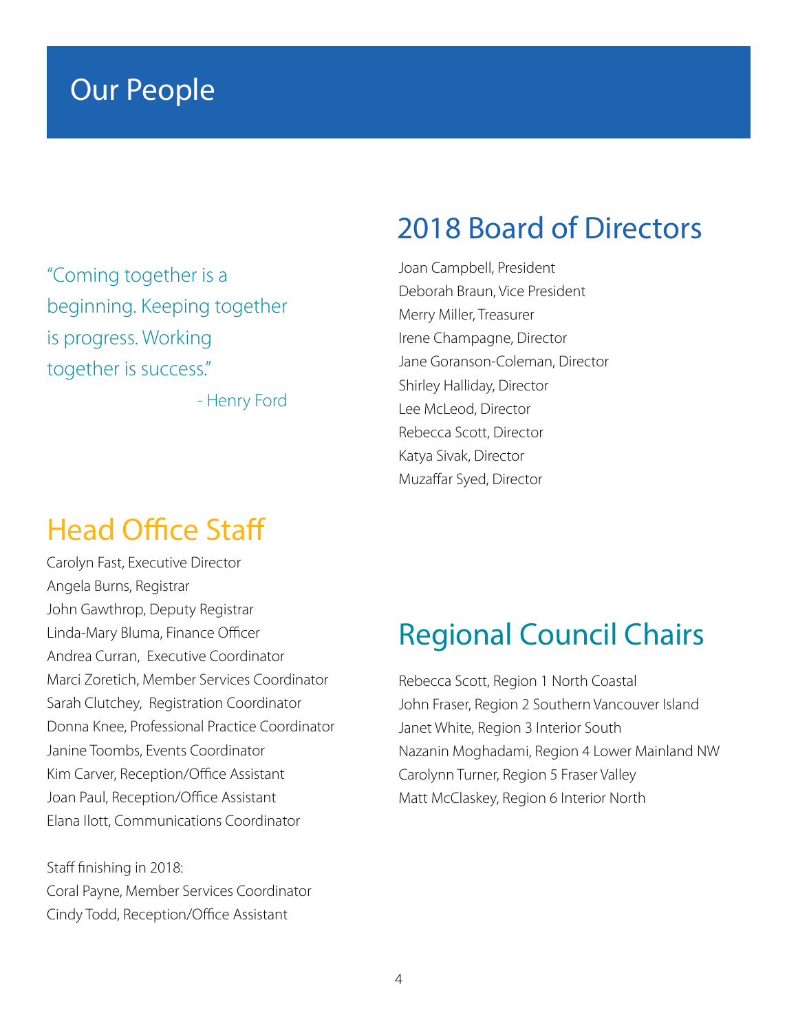# Our People

> "Coming together is a beginning. Keeping together is progress. Working together is success."
>
> - Henry Ford

## 2018 Board of Directors

Joan Campbell, President
Deborah Braun, Vice President
Merry Miller, Treasurer
Irene Champagne, Director
Jane Goranson-Coleman, Director
Shirley Halliday, Director
Lee McLeod, Director
Rebecca Scott, Director
Katya Sivak, Director
Muzaffar Syed, Director

## Head Office Staff

Carolyn Fast, Executive Director
Angela Burns, Registrar
John Gawthrop, Deputy Registrar
Linda-Mary Bluma, Finance Officer
Andrea Curran, Executive Coordinator
Marci Zoretich, Member Services Coordinator
Sarah Clutchey, Registration Coordinator
Donna Knee, Professional Practice Coordinator
Janine Toombs, Events Coordinator
Kim Carver, Reception/Office Assistant
Joan Paul, Reception/Office Assistant
Elana Ilott, Communications Coordinator

Staff finishing in 2018:
Coral Payne, Member Services Coordinator
Cindy Todd, Reception/Office Assistant

## Regional Council Chairs

Rebecca Scott, Region 1 North Coastal
John Fraser, Region 2 Southern Vancouver Island
Janet White, Region 3 Interior South
Nazanin Moghadami, Region 4 Lower Mainland NW
Carolynn Turner, Region 5 Fraser Valley
Matt McClaskey, Region 6 Interior North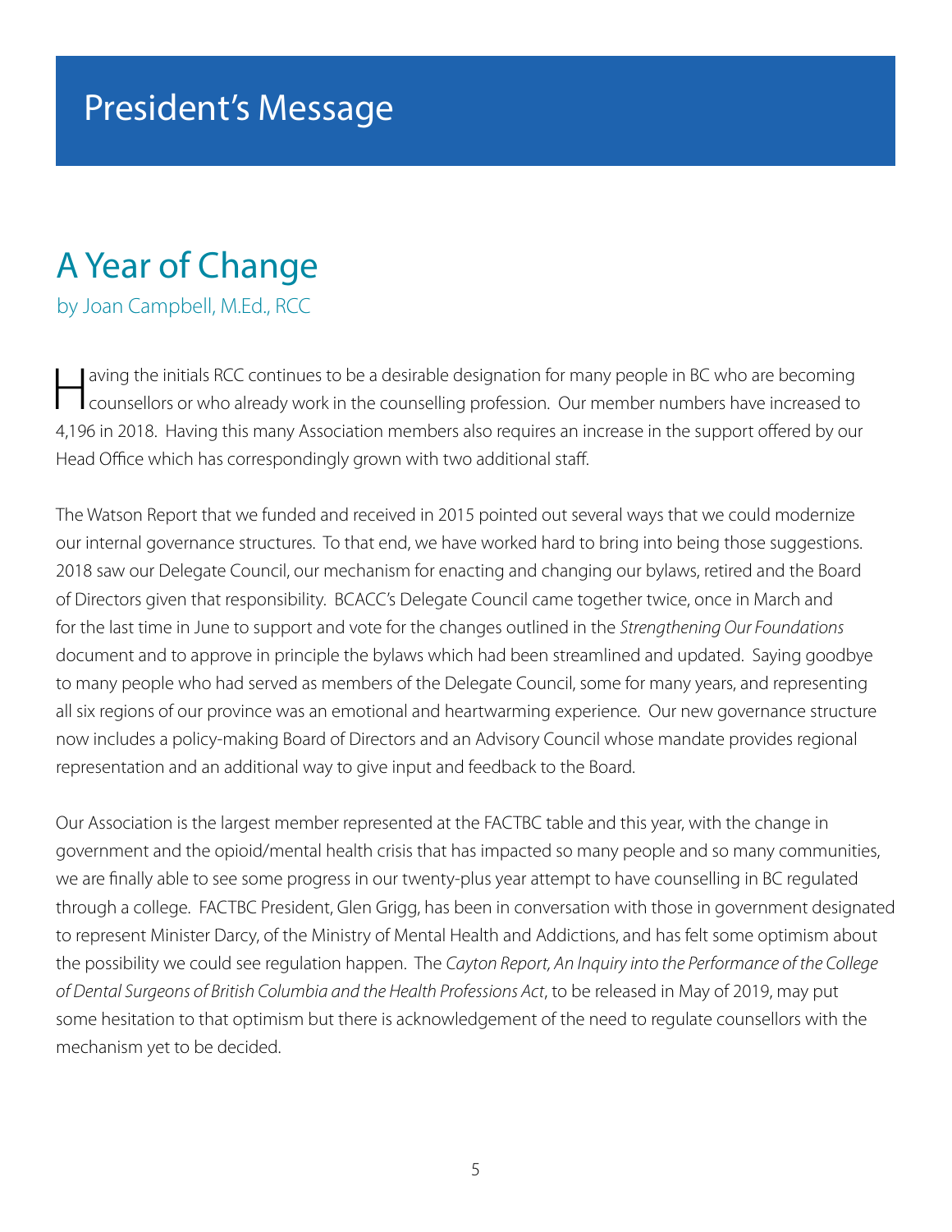# President's Message

## A Year of Change

by Joan Campbell, M.Ed., RCC

Having the initials RCC continues to be a desirable designation for many people in BC who are becoming counsellors or who already work in the counselling profession. Our member numbers have increased to 4,196 in 2018. Having this many Association members also requires an increase in the support offered by our Head Office which has correspondingly grown with two additional staff.

The Watson Report that we funded and received in 2015 pointed out several ways that we could modernize our internal governance structures. To that end, we have worked hard to bring into being those suggestions. 2018 saw our Delegate Council, our mechanism for enacting and changing our bylaws, retired and the Board of Directors given that responsibility. BCACC's Delegate Council came together twice, once in March and for the last time in June to support and vote for the changes outlined in the *Strengthening Our Foundations* document and to approve in principle the bylaws which had been streamlined and updated. Saying goodbye to many people who had served as members of the Delegate Council, some for many years, and representing all six regions of our province was an emotional and heartwarming experience. Our new governance structure now includes a policy-making Board of Directors and an Advisory Council whose mandate provides regional representation and an additional way to give input and feedback to the Board.

Our Association is the largest member represented at the FACTBC table and this year, with the change in government and the opioid/mental health crisis that has impacted so many people and so many communities, we are finally able to see some progress in our twenty-plus year attempt to have counselling in BC regulated through a college. FACTBC President, Glen Grigg, has been in conversation with those in government designated to represent Minister Darcy, of the Ministry of Mental Health and Addictions, and has felt some optimism about the possibility we could see regulation happen. The *Cayton Report, An Inquiry into the Performance of the College of Dental Surgeons of British Columbia and the Health Professions Act*, to be released in May of 2019, may put some hesitation to that optimism but there is acknowledgement of the need to regulate counsellors with the mechanism yet to be decided.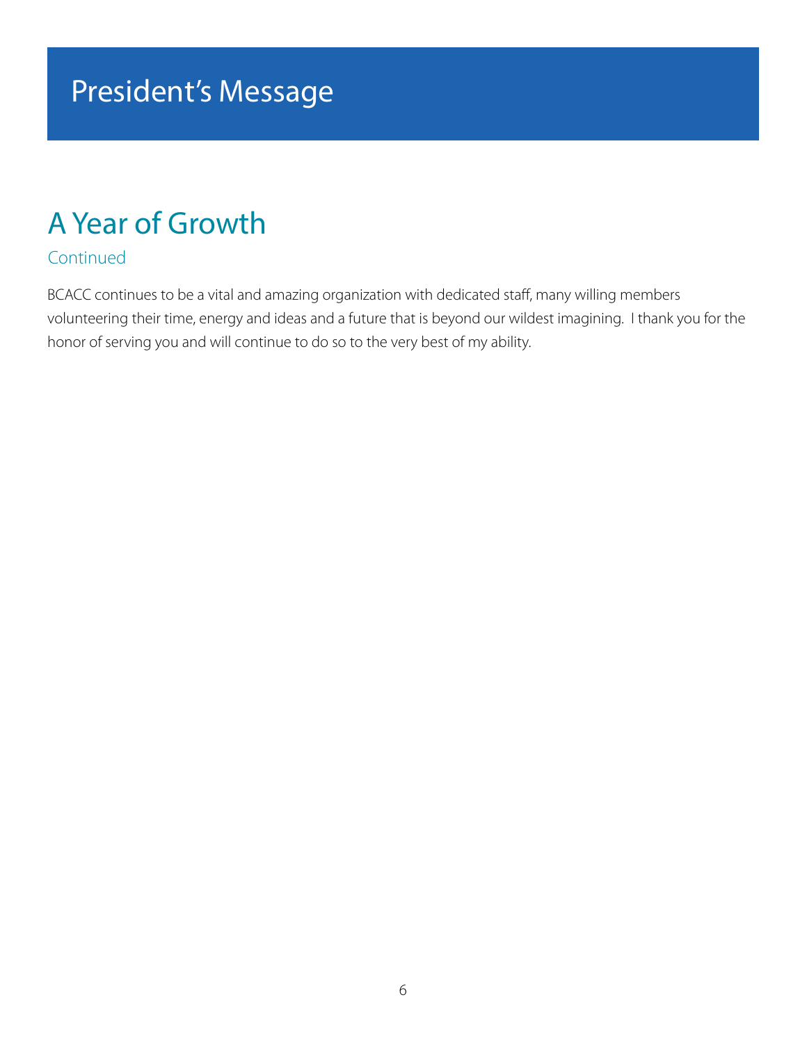# President's Message

## A Year of Growth

### Continued

BCACC continues to be a vital and amazing organization with dedicated staff, many willing members volunteering their time, energy and ideas and a future that is beyond our wildest imagining. I thank you for the honor of serving you and will continue to do so to the very best of my ability.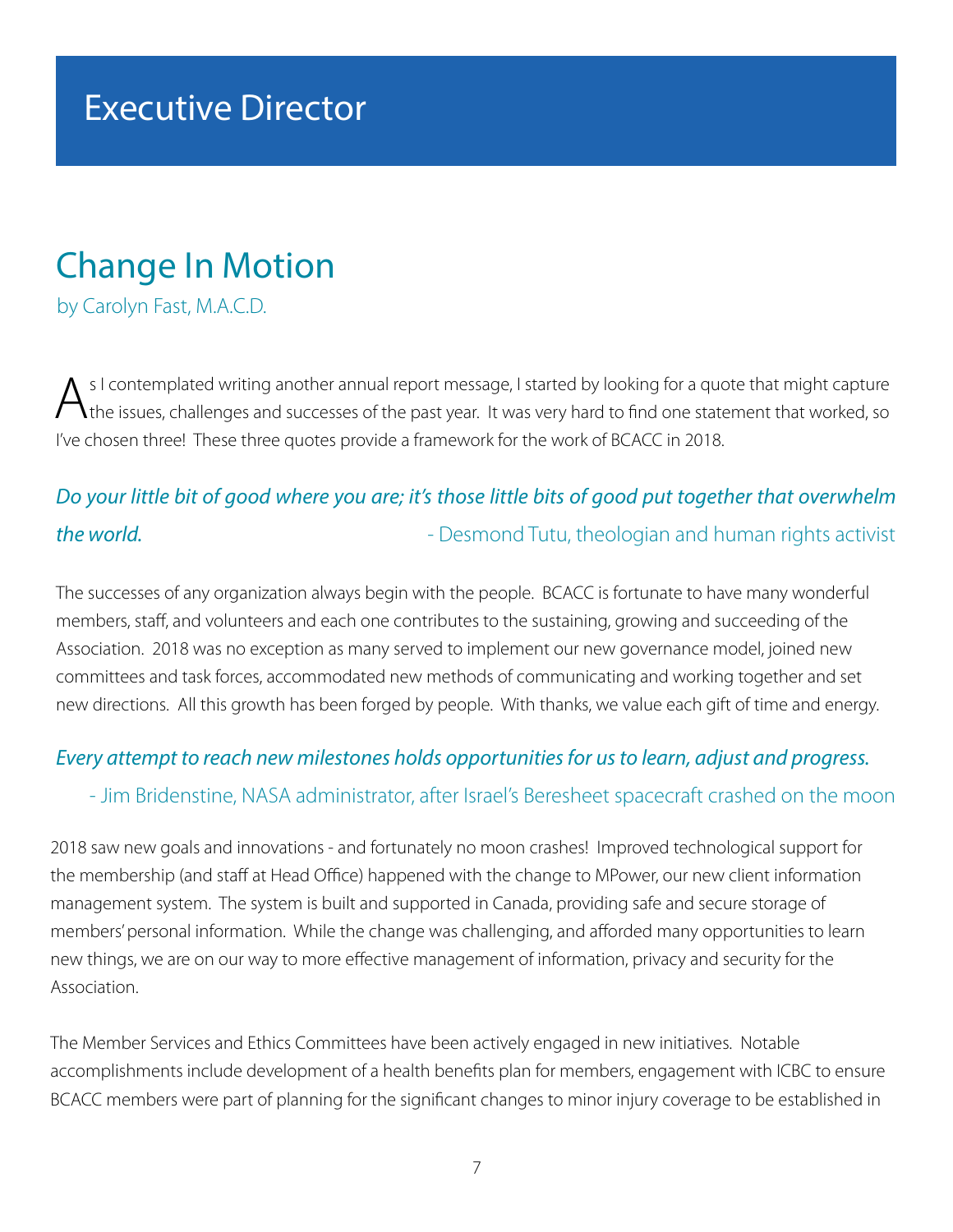# Executive Director

## Change In Motion

by Carolyn Fast, M.A.C.D.

As I contemplated writing another annual report message, I started by looking for a quote that might capture the issues, challenges and successes of the past year. It was very hard to find one statement that worked, so I've chosen three! These three quotes provide a framework for the work of BCACC in 2018.

*Do your little bit of good where you are; it's those little bits of good put together that overwhelm the world.* - Desmond Tutu, theologian and human rights activist

The successes of any organization always begin with the people. BCACC is fortunate to have many wonderful members, staff, and volunteers and each one contributes to the sustaining, growing and succeeding of the Association. 2018 was no exception as many served to implement our new governance model, joined new committees and task forces, accommodated new methods of communicating and working together and set new directions. All this growth has been forged by people. With thanks, we value each gift of time and energy.

*Every attempt to reach new milestones holds opportunities for us to learn, adjust and progress.*
- Jim Bridenstine, NASA administrator, after Israel's Beresheet spacecraft crashed on the moon

2018 saw new goals and innovations - and fortunately no moon crashes! Improved technological support for the membership (and staff at Head Office) happened with the change to MPower, our new client information management system. The system is built and supported in Canada, providing safe and secure storage of members' personal information. While the change was challenging, and afforded many opportunities to learn new things, we are on our way to more effective management of information, privacy and security for the Association.

The Member Services and Ethics Committees have been actively engaged in new initiatives. Notable accomplishments include development of a health benefits plan for members, engagement with ICBC to ensure BCACC members were part of planning for the significant changes to minor injury coverage to be established in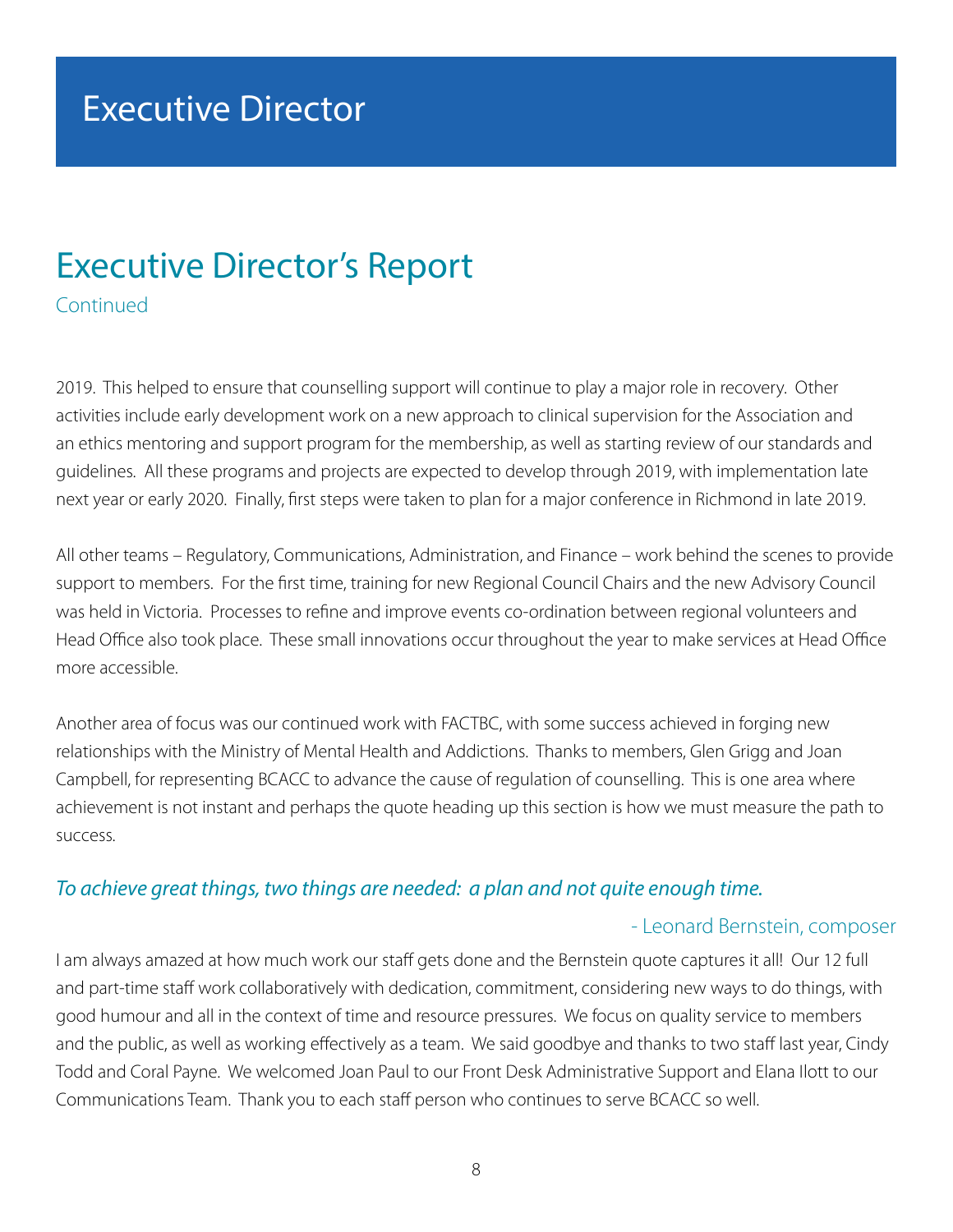# Executive Director

## Executive Director's Report

Continued

2019. This helped to ensure that counselling support will continue to play a major role in recovery. Other activities include early development work on a new approach to clinical supervision for the Association and an ethics mentoring and support program for the membership, as well as starting review of our standards and guidelines. All these programs and projects are expected to develop through 2019, with implementation late next year or early 2020. Finally, first steps were taken to plan for a major conference in Richmond in late 2019.

All other teams – Regulatory, Communications, Administration, and Finance – work behind the scenes to provide support to members. For the first time, training for new Regional Council Chairs and the new Advisory Council was held in Victoria. Processes to refine and improve events co-ordination between regional volunteers and Head Office also took place. These small innovations occur throughout the year to make services at Head Office more accessible.

Another area of focus was our continued work with FACTBC, with some success achieved in forging new relationships with the Ministry of Mental Health and Addictions. Thanks to members, Glen Grigg and Joan Campbell, for representing BCACC to advance the cause of regulation of counselling. This is one area where achievement is not instant and perhaps the quote heading up this section is how we must measure the path to success.

*To achieve great things, two things are needed: a plan and not quite enough time.*

- Leonard Bernstein, composer

I am always amazed at how much work our staff gets done and the Bernstein quote captures it all! Our 12 full and part-time staff work collaboratively with dedication, commitment, considering new ways to do things, with good humour and all in the context of time and resource pressures. We focus on quality service to members and the public, as well as working effectively as a team. We said goodbye and thanks to two staff last year, Cindy Todd and Coral Payne. We welcomed Joan Paul to our Front Desk Administrative Support and Elana Ilott to our Communications Team. Thank you to each staff person who continues to serve BCACC so well.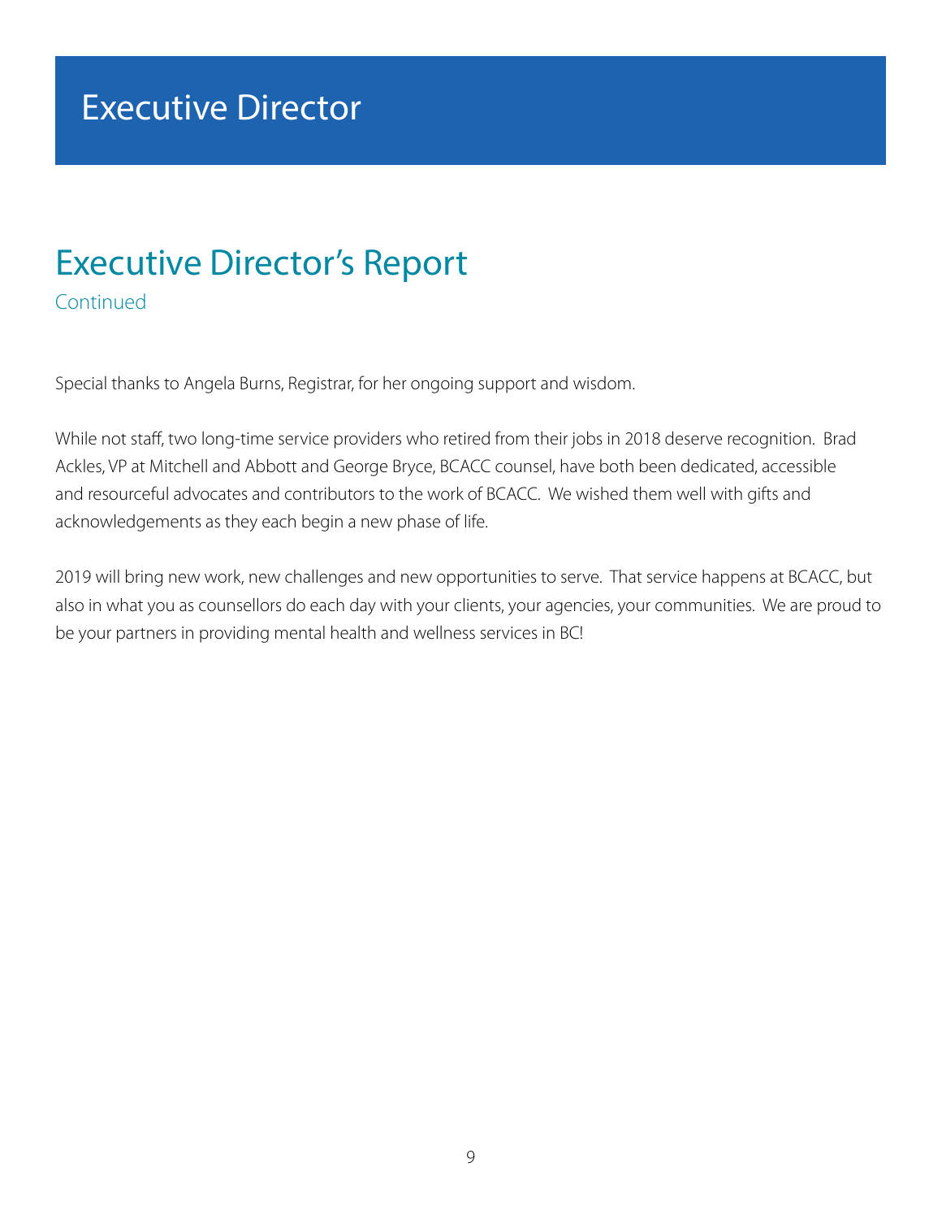# Executive Director

## Executive Director's Report

Continued

Special thanks to Angela Burns, Registrar, for her ongoing support and wisdom.

While not staff, two long-time service providers who retired from their jobs in 2018 deserve recognition. Brad Ackles, VP at Mitchell and Abbott and George Bryce, BCACC counsel, have both been dedicated, accessible and resourceful advocates and contributors to the work of BCACC. We wished them well with gifts and acknowledgements as they each begin a new phase of life.

2019 will bring new work, new challenges and new opportunities to serve. That service happens at BCACC, but also in what you as counsellors do each day with your clients, your agencies, your communities. We are proud to be your partners in providing mental health and wellness services in BC!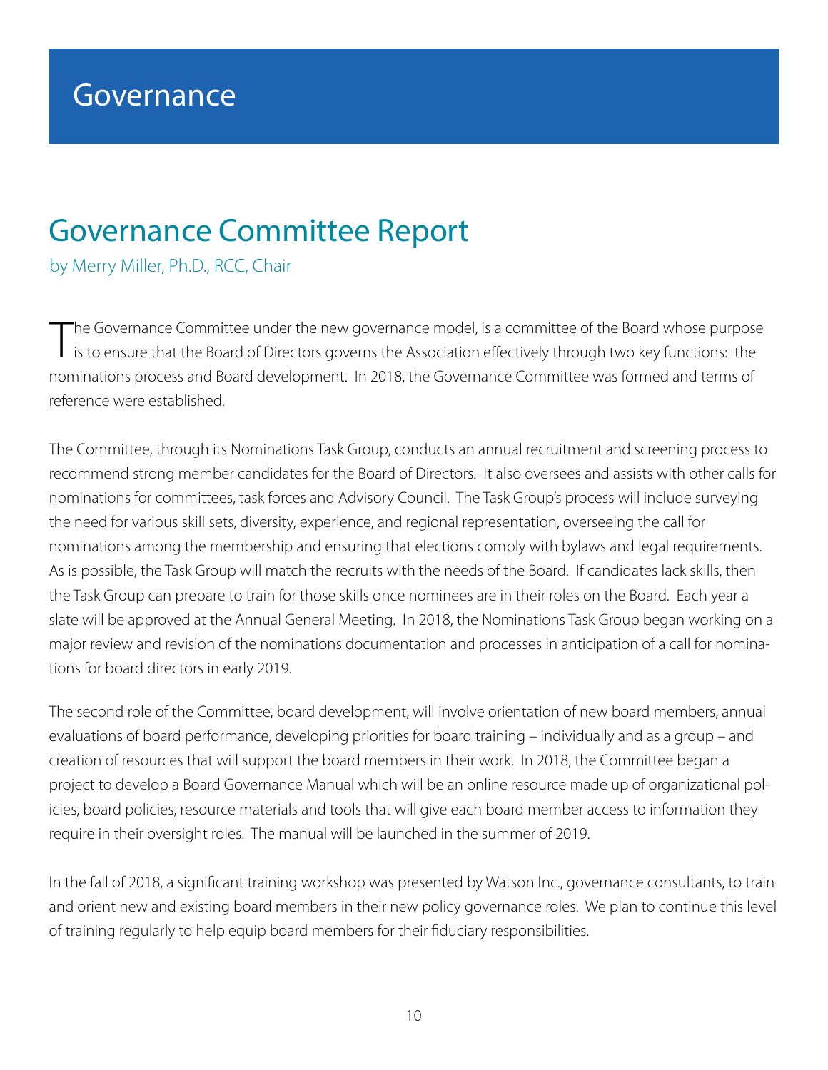# Governance

## Governance Committee Report

by Merry Miller, Ph.D., RCC, Chair

The Governance Committee under the new governance model, is a committee of the Board whose purpose is to ensure that the Board of Directors governs the Association effectively through two key functions: the nominations process and Board development. In 2018, the Governance Committee was formed and terms of reference were established.

The Committee, through its Nominations Task Group, conducts an annual recruitment and screening process to recommend strong member candidates for the Board of Directors. It also oversees and assists with other calls for nominations for committees, task forces and Advisory Council. The Task Group's process will include surveying the need for various skill sets, diversity, experience, and regional representation, overseeing the call for nominations among the membership and ensuring that elections comply with bylaws and legal requirements. As is possible, the Task Group will match the recruits with the needs of the Board. If candidates lack skills, then the Task Group can prepare to train for those skills once nominees are in their roles on the Board. Each year a slate will be approved at the Annual General Meeting. In 2018, the Nominations Task Group began working on a major review and revision of the nominations documentation and processes in anticipation of a call for nominations for board directors in early 2019.

The second role of the Committee, board development, will involve orientation of new board members, annual evaluations of board performance, developing priorities for board training – individually and as a group – and creation of resources that will support the board members in their work. In 2018, the Committee began a project to develop a Board Governance Manual which will be an online resource made up of organizational policies, board policies, resource materials and tools that will give each board member access to information they require in their oversight roles. The manual will be launched in the summer of 2019.

In the fall of 2018, a significant training workshop was presented by Watson Inc., governance consultants, to train and orient new and existing board members in their new policy governance roles. We plan to continue this level of training regularly to help equip board members for their fiduciary responsibilities.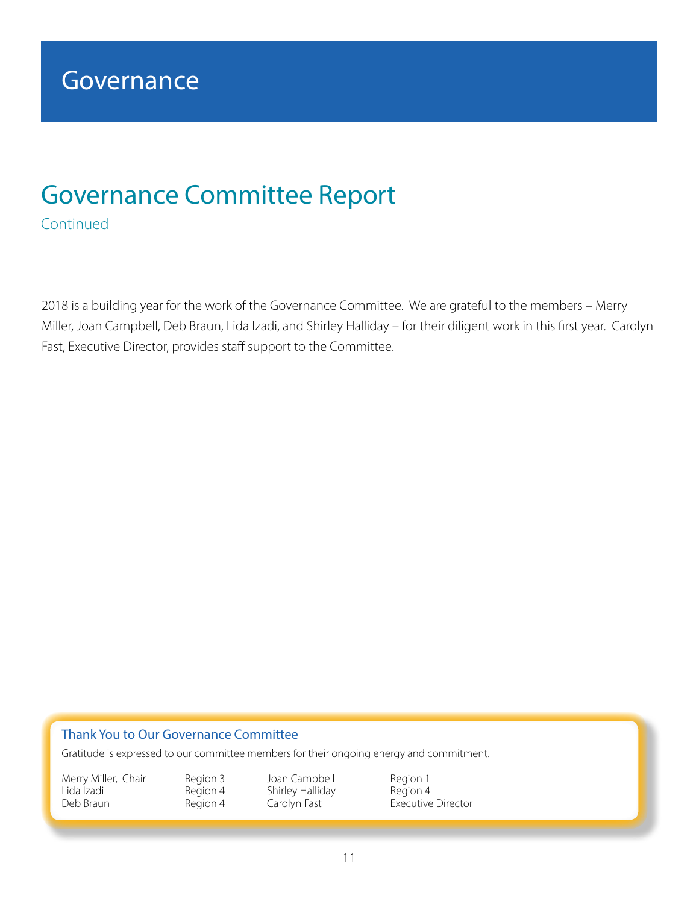# Governance

## Governance Committee Report

Continued

2018 is a building year for the work of the Governance Committee. We are grateful to the members – Merry Miller, Joan Campbell, Deb Braun, Lida Izadi, and Shirley Halliday – for their diligent work in this first year. Carolyn Fast, Executive Director, provides staff support to the Committee.

### Thank You to Our Governance Committee

Gratitude is expressed to our committee members for their ongoing energy and commitment.

| | | | |
|---|---|---|---|
| Merry Miller, Chair | Region 3 | Joan Campbell | Region 1 |
| Lida Izadi | Region 4 | Shirley Halliday | Region 4 |
| Deb Braun | Region 4 | Carolyn Fast | Executive Director |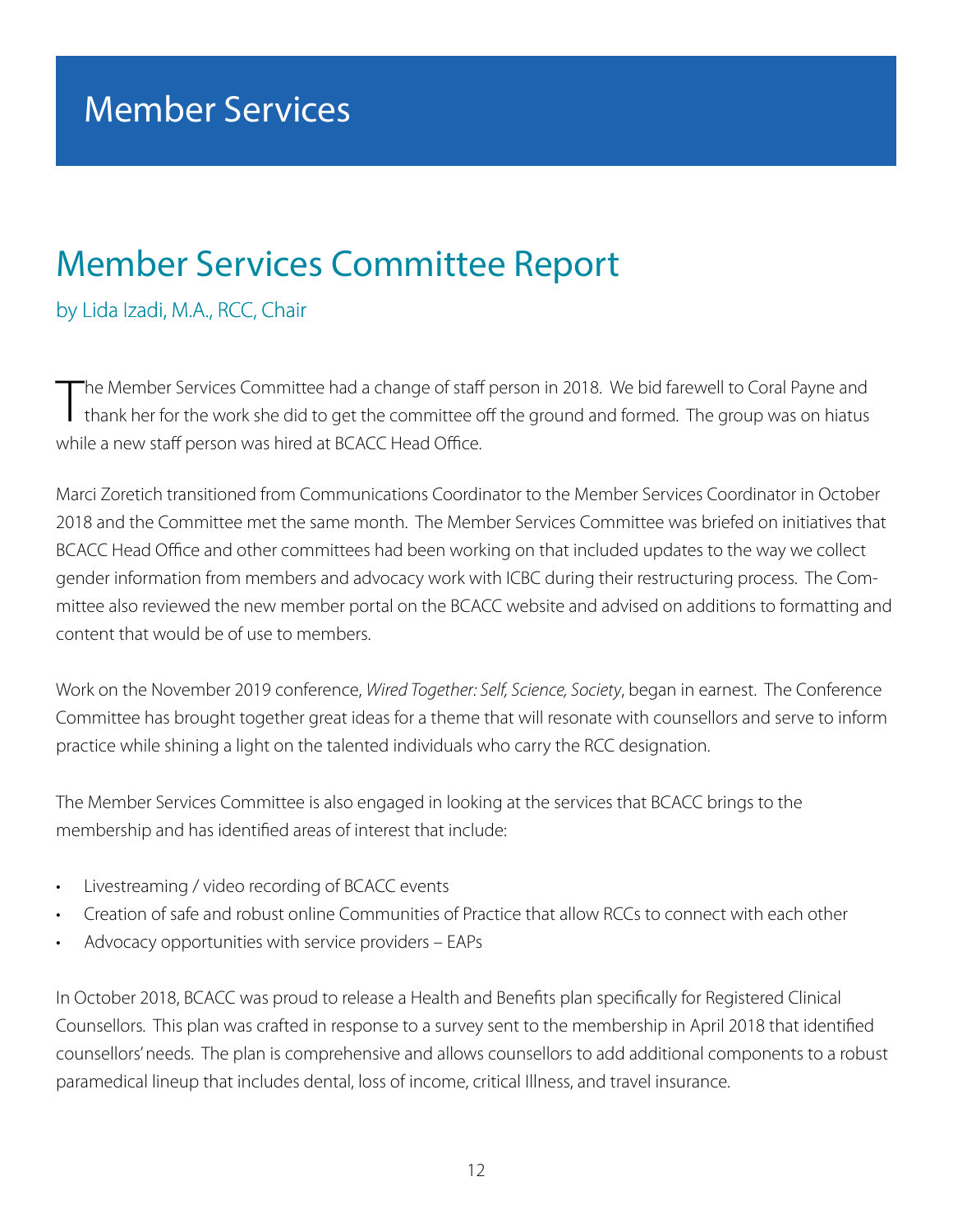# Member Services

## Member Services Committee Report

by Lida Izadi, M.A., RCC, Chair

The Member Services Committee had a change of staff person in 2018. We bid farewell to Coral Payne and thank her for the work she did to get the committee off the ground and formed. The group was on hiatus while a new staff person was hired at BCACC Head Office.

Marci Zoretich transitioned from Communications Coordinator to the Member Services Coordinator in October 2018 and the Committee met the same month. The Member Services Committee was briefed on initiatives that BCACC Head Office and other committees had been working on that included updates to the way we collect gender information from members and advocacy work with ICBC during their restructuring process. The Committee also reviewed the new member portal on the BCACC website and advised on additions to formatting and content that would be of use to members.

Work on the November 2019 conference, *Wired Together: Self, Science, Society*, began in earnest. The Conference Committee has brought together great ideas for a theme that will resonate with counsellors and serve to inform practice while shining a light on the talented individuals who carry the RCC designation.

The Member Services Committee is also engaged in looking at the services that BCACC brings to the membership and has identified areas of interest that include:

- Livestreaming / video recording of BCACC events
- Creation of safe and robust online Communities of Practice that allow RCCs to connect with each other
- Advocacy opportunities with service providers – EAPs

In October 2018, BCACC was proud to release a Health and Benefits plan specifically for Registered Clinical Counsellors. This plan was crafted in response to a survey sent to the membership in April 2018 that identified counsellors' needs. The plan is comprehensive and allows counsellors to add additional components to a robust paramedical lineup that includes dental, loss of income, critical Illness, and travel insurance.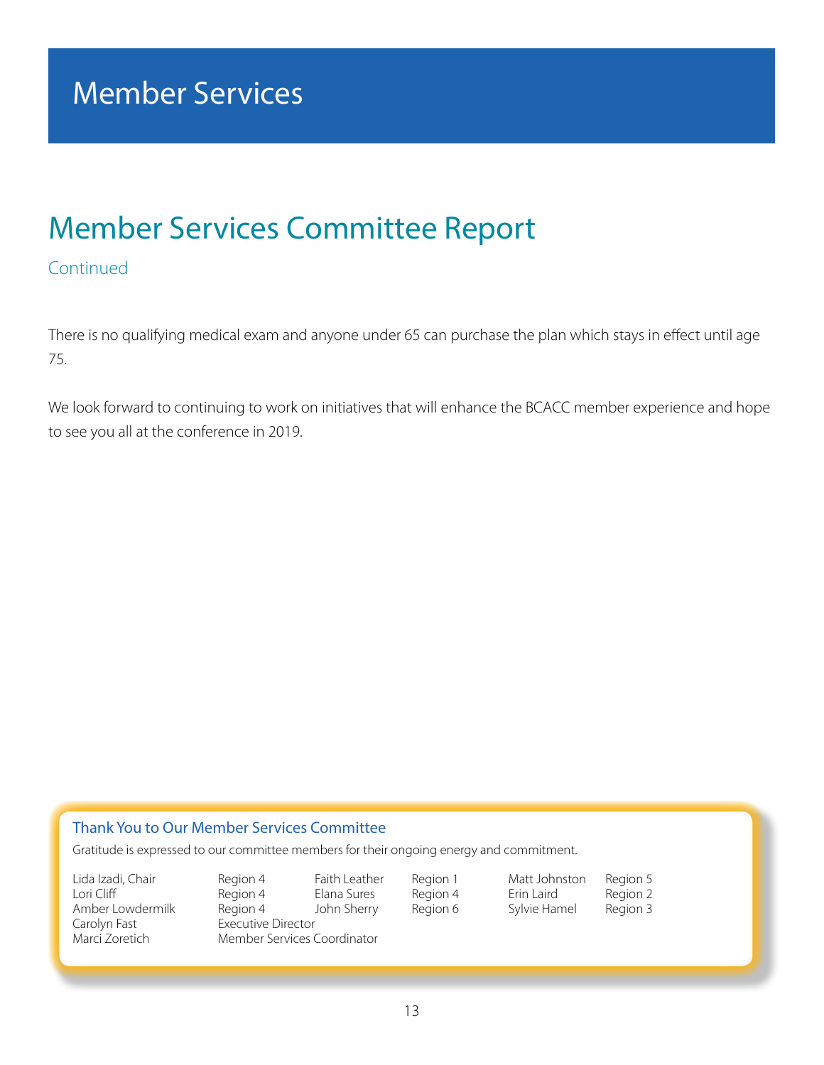# Member Services

## Member Services Committee Report

Continued

There is no qualifying medical exam and anyone under 65 can purchase the plan which stays in effect until age 75.

We look forward to continuing to work on initiatives that will enhance the BCACC member experience and hope to see you all at the conference in 2019.

### Thank You to Our Member Services Committee

Gratitude is expressed to our committee members for their ongoing energy and commitment.

| Name | Role | Name | Role | Name | Role |
|---|---|---|---|---|---|
| Lida Izadi, Chair | Region 4 | Faith Leather | Region 1 | Matt Johnston | Region 5 |
| Lori Cliff | Region 4 | Elana Sures | Region 4 | Erin Laird | Region 2 |
| Amber Lowdermilk | Region 4 | John Sherry | Region 6 | Sylvie Hamel | Region 3 |
| Carolyn Fast | Executive Director | | | | |
| Marci Zoretich | Member Services Coordinator | | | | |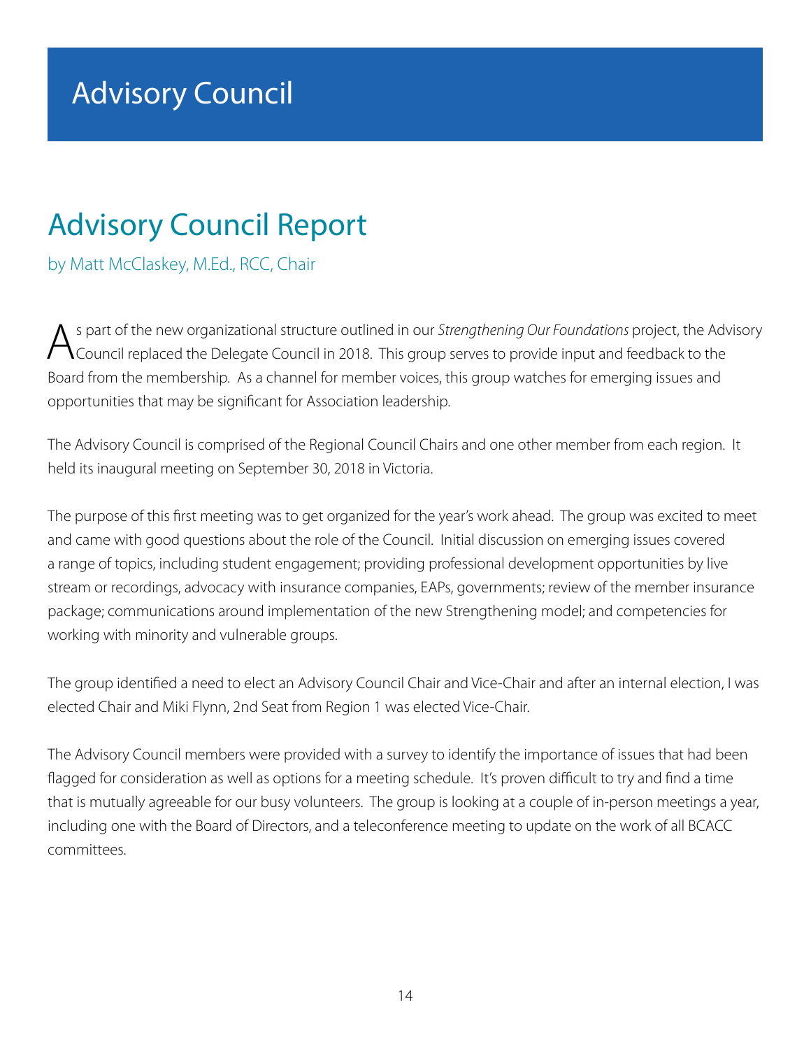# Advisory Council

## Advisory Council Report

by Matt McClaskey, M.Ed., RCC, Chair

As part of the new organizational structure outlined in our *Strengthening Our Foundations* project, the Advisory Council replaced the Delegate Council in 2018. This group serves to provide input and feedback to the Board from the membership. As a channel for member voices, this group watches for emerging issues and opportunities that may be significant for Association leadership.

The Advisory Council is comprised of the Regional Council Chairs and one other member from each region. It held its inaugural meeting on September 30, 2018 in Victoria.

The purpose of this first meeting was to get organized for the year's work ahead. The group was excited to meet and came with good questions about the role of the Council. Initial discussion on emerging issues covered a range of topics, including student engagement; providing professional development opportunities by live stream or recordings, advocacy with insurance companies, EAPs, governments; review of the member insurance package; communications around implementation of the new Strengthening model; and competencies for working with minority and vulnerable groups.

The group identified a need to elect an Advisory Council Chair and Vice-Chair and after an internal election, I was elected Chair and Miki Flynn, 2nd Seat from Region 1 was elected Vice-Chair.

The Advisory Council members were provided with a survey to identify the importance of issues that had been flagged for consideration as well as options for a meeting schedule. It's proven difficult to try and find a time that is mutually agreeable for our busy volunteers. The group is looking at a couple of in-person meetings a year, including one with the Board of Directors, and a teleconference meeting to update on the work of all BCACC committees.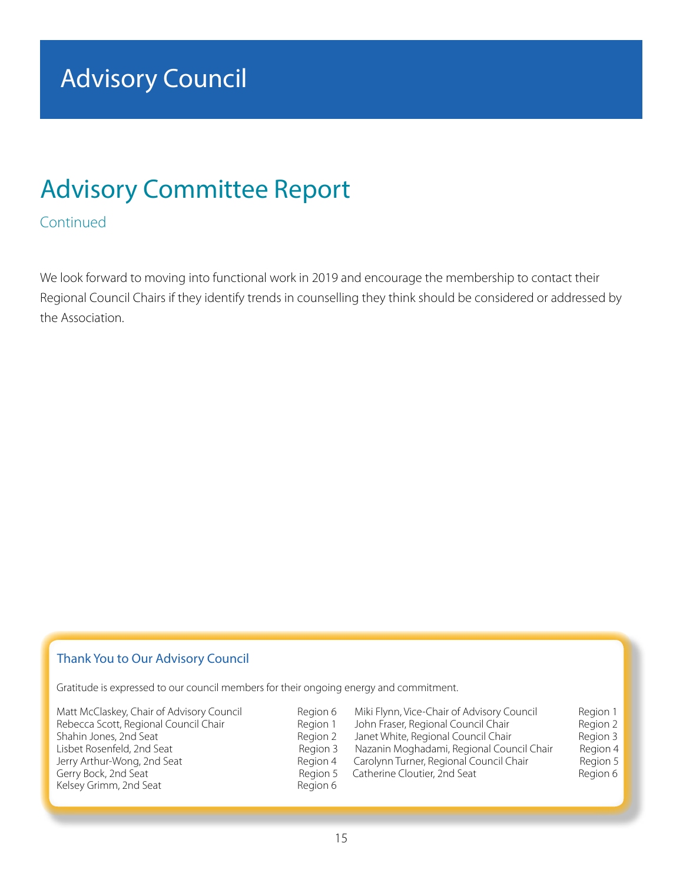# Advisory Council

## Advisory Committee Report

Continued

We look forward to moving into functional work in 2019 and encourage the membership to contact their Regional Council Chairs if they identify trends in counselling they think should be considered or addressed by the Association.

### Thank You to Our Advisory Council

Gratitude is expressed to our council members for their ongoing energy and commitment.

| Name | Region |
|---|---|
| Matt McClaskey, Chair of Advisory Council | Region 6 |
| Rebecca Scott, Regional Council Chair | Region 1 |
| Shahin Jones, 2nd Seat | Region 2 |
| Lisbet Rosenfeld, 2nd Seat | Region 3 |
| Jerry Arthur-Wong, 2nd Seat | Region 4 |
| Gerry Bock, 2nd Seat | Region 5 |
| Kelsey Grimm, 2nd Seat | Region 6 |
| Miki Flynn, Vice-Chair of Advisory Council | Region 1 |
| John Fraser, Regional Council Chair | Region 2 |
| Janet White, Regional Council Chair | Region 3 |
| Nazanin Moghadami, Regional Council Chair | Region 4 |
| Carolynn Turner, Regional Council Chair | Region 5 |
| Catherine Cloutier, 2nd Seat | Region 6 |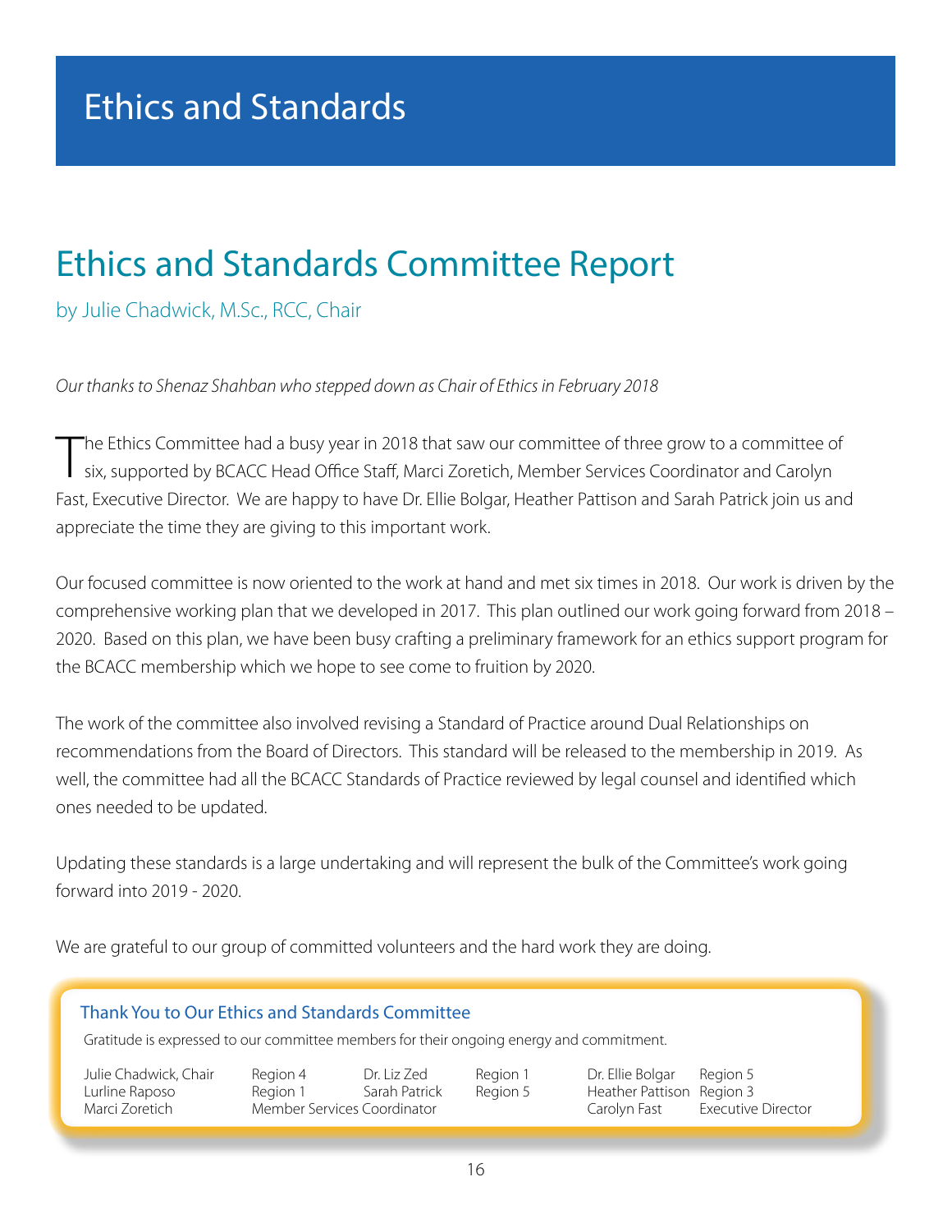# Ethics and Standards

## Ethics and Standards Committee Report

by Julie Chadwick, M.Sc., RCC, Chair

*Our thanks to Shenaz Shahban who stepped down as Chair of Ethics in February 2018*

The Ethics Committee had a busy year in 2018 that saw our committee of three grow to a committee of six, supported by BCACC Head Office Staff, Marci Zoretich, Member Services Coordinator and Carolyn Fast, Executive Director. We are happy to have Dr. Ellie Bolgar, Heather Pattison and Sarah Patrick join us and appreciate the time they are giving to this important work.

Our focused committee is now oriented to the work at hand and met six times in 2018. Our work is driven by the comprehensive working plan that we developed in 2017. This plan outlined our work going forward from 2018 – 2020. Based on this plan, we have been busy crafting a preliminary framework for an ethics support program for the BCACC membership which we hope to see come to fruition by 2020.

The work of the committee also involved revising a Standard of Practice around Dual Relationships on recommendations from the Board of Directors. This standard will be released to the membership in 2019. As well, the committee had all the BCACC Standards of Practice reviewed by legal counsel and identified which ones needed to be updated.

Updating these standards is a large undertaking and will represent the bulk of the Committee's work going forward into 2019 - 2020.

We are grateful to our group of committed volunteers and the hard work they are doing.

### Thank You to Our Ethics and Standards Committee

Gratitude is expressed to our committee members for their ongoing energy and commitment.

| | | | | | |
|---|---|---|---|---|---|
| Julie Chadwick, Chair | Region 4 | Dr. Liz Zed | Region 1 | Dr. Ellie Bolgar | Region 5 |
| Lurline Raposo | Region 1 | Sarah Patrick | Region 5 | Heather Pattison | Region 3 |
| Marci Zoretich | Member Services Coordinator | | | Carolyn Fast | Executive Director |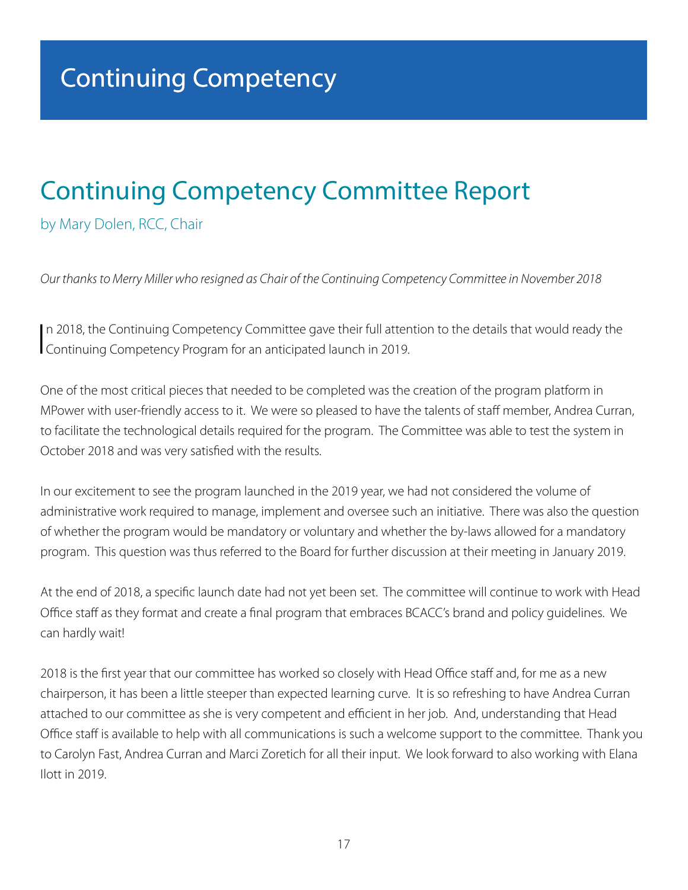# Continuing Competency

## Continuing Competency Committee Report

by Mary Dolen, RCC, Chair

*Our thanks to Merry Miller who resigned as Chair of the Continuing Competency Committee in November 2018*

In 2018, the Continuing Competency Committee gave their full attention to the details that would ready the Continuing Competency Program for an anticipated launch in 2019.

One of the most critical pieces that needed to be completed was the creation of the program platform in MPower with user-friendly access to it. We were so pleased to have the talents of staff member, Andrea Curran, to facilitate the technological details required for the program. The Committee was able to test the system in October 2018 and was very satisfied with the results.

In our excitement to see the program launched in the 2019 year, we had not considered the volume of administrative work required to manage, implement and oversee such an initiative. There was also the question of whether the program would be mandatory or voluntary and whether the by-laws allowed for a mandatory program. This question was thus referred to the Board for further discussion at their meeting in January 2019.

At the end of 2018, a specific launch date had not yet been set. The committee will continue to work with Head Office staff as they format and create a final program that embraces BCACC's brand and policy guidelines. We can hardly wait!

2018 is the first year that our committee has worked so closely with Head Office staff and, for me as a new chairperson, it has been a little steeper than expected learning curve. It is so refreshing to have Andrea Curran attached to our committee as she is very competent and efficient in her job. And, understanding that Head Office staff is available to help with all communications is such a welcome support to the committee. Thank you to Carolyn Fast, Andrea Curran and Marci Zoretich for all their input. We look forward to also working with Elana Ilott in 2019.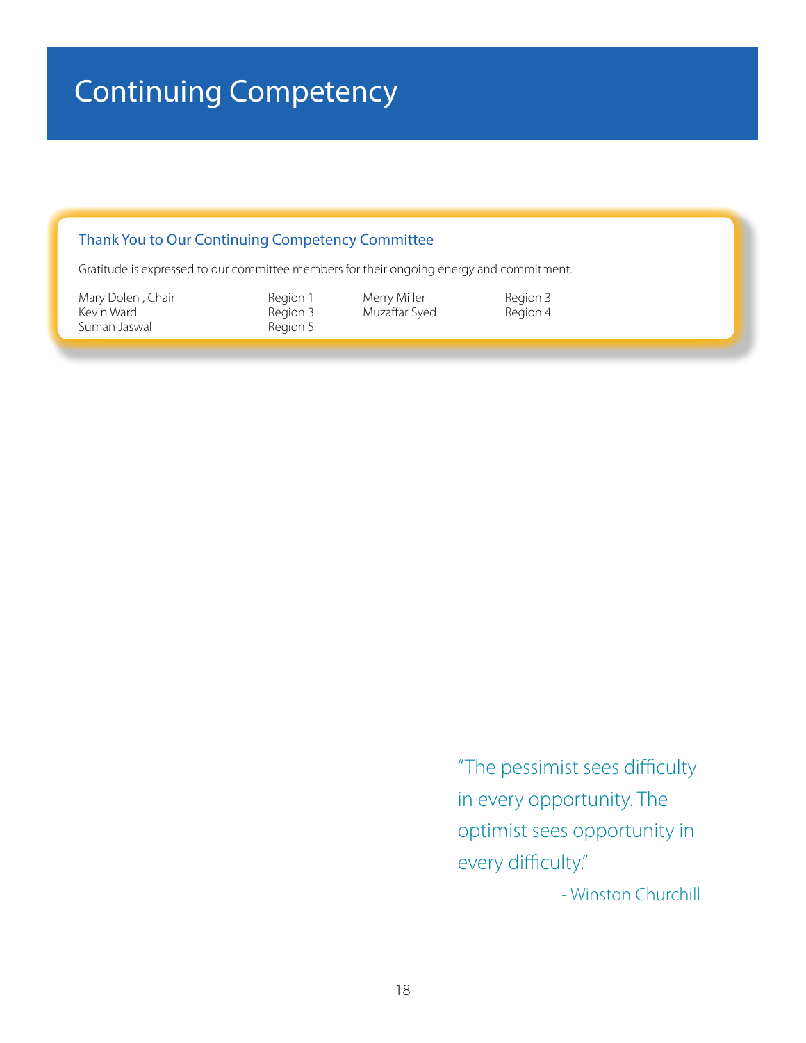# Continuing Competency

## Thank You to Our Continuing Competency Committee

Gratitude is expressed to our committee members for their ongoing energy and commitment.

| | | | |
|---|---|---|---|
| Mary Dolen , Chair | Region 1 | Merry Miller | Region 3 |
| Kevin Ward | Region 3 | Muzaffar Syed | Region 4 |
| Suman Jaswal | Region 5 | | |

"The pessimist sees difficulty in every opportunity. The optimist sees opportunity in every difficulty."

- Winston Churchill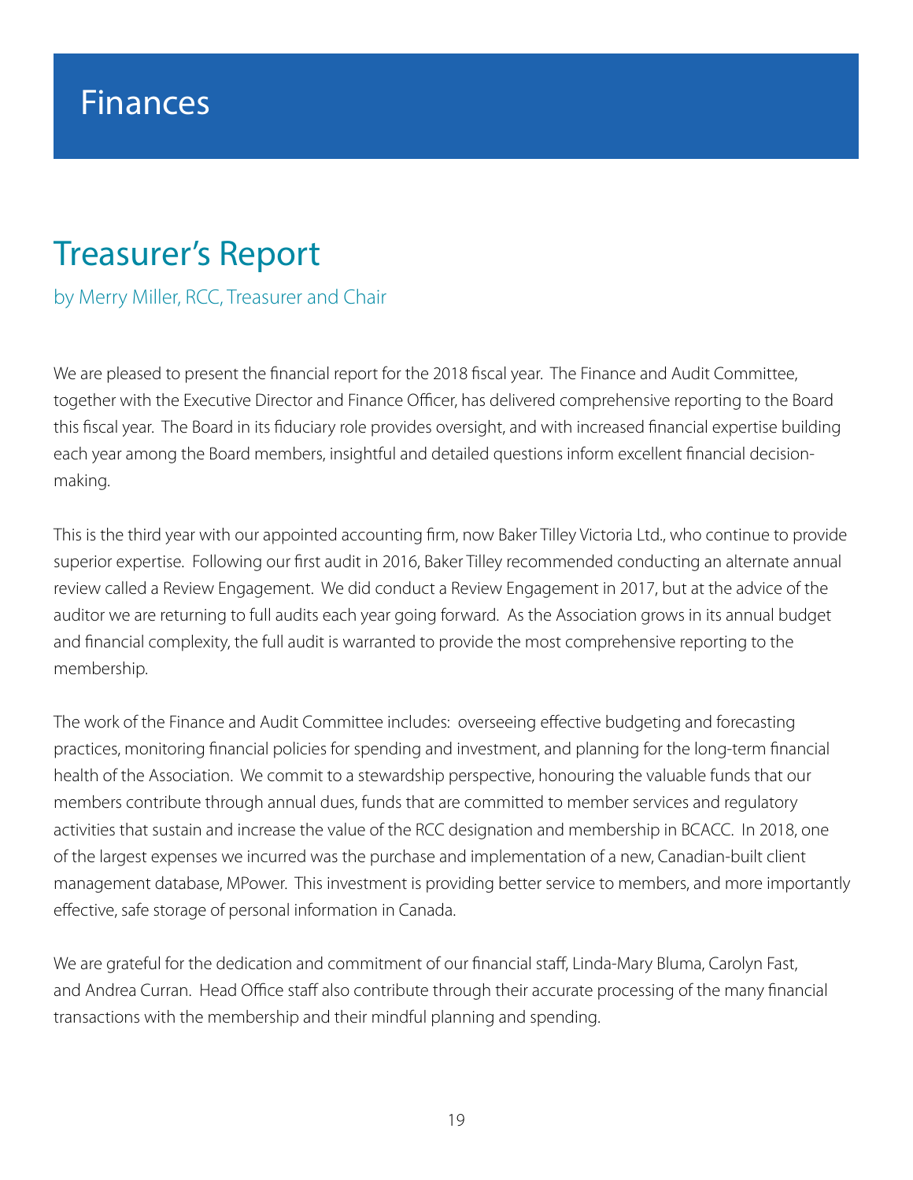# Finances

## Treasurer's Report

by Merry Miller, RCC, Treasurer and Chair

We are pleased to present the financial report for the 2018 fiscal year. The Finance and Audit Committee, together with the Executive Director and Finance Officer, has delivered comprehensive reporting to the Board this fiscal year. The Board in its fiduciary role provides oversight, and with increased financial expertise building each year among the Board members, insightful and detailed questions inform excellent financial decision-making.

This is the third year with our appointed accounting firm, now Baker Tilley Victoria Ltd., who continue to provide superior expertise. Following our first audit in 2016, Baker Tilley recommended conducting an alternate annual review called a Review Engagement. We did conduct a Review Engagement in 2017, but at the advice of the auditor we are returning to full audits each year going forward. As the Association grows in its annual budget and financial complexity, the full audit is warranted to provide the most comprehensive reporting to the membership.

The work of the Finance and Audit Committee includes: overseeing effective budgeting and forecasting practices, monitoring financial policies for spending and investment, and planning for the long-term financial health of the Association. We commit to a stewardship perspective, honouring the valuable funds that our members contribute through annual dues, funds that are committed to member services and regulatory activities that sustain and increase the value of the RCC designation and membership in BCACC. In 2018, one of the largest expenses we incurred was the purchase and implementation of a new, Canadian-built client management database, MPower. This investment is providing better service to members, and more importantly effective, safe storage of personal information in Canada.

We are grateful for the dedication and commitment of our financial staff, Linda-Mary Bluma, Carolyn Fast, and Andrea Curran. Head Office staff also contribute through their accurate processing of the many financial transactions with the membership and their mindful planning and spending.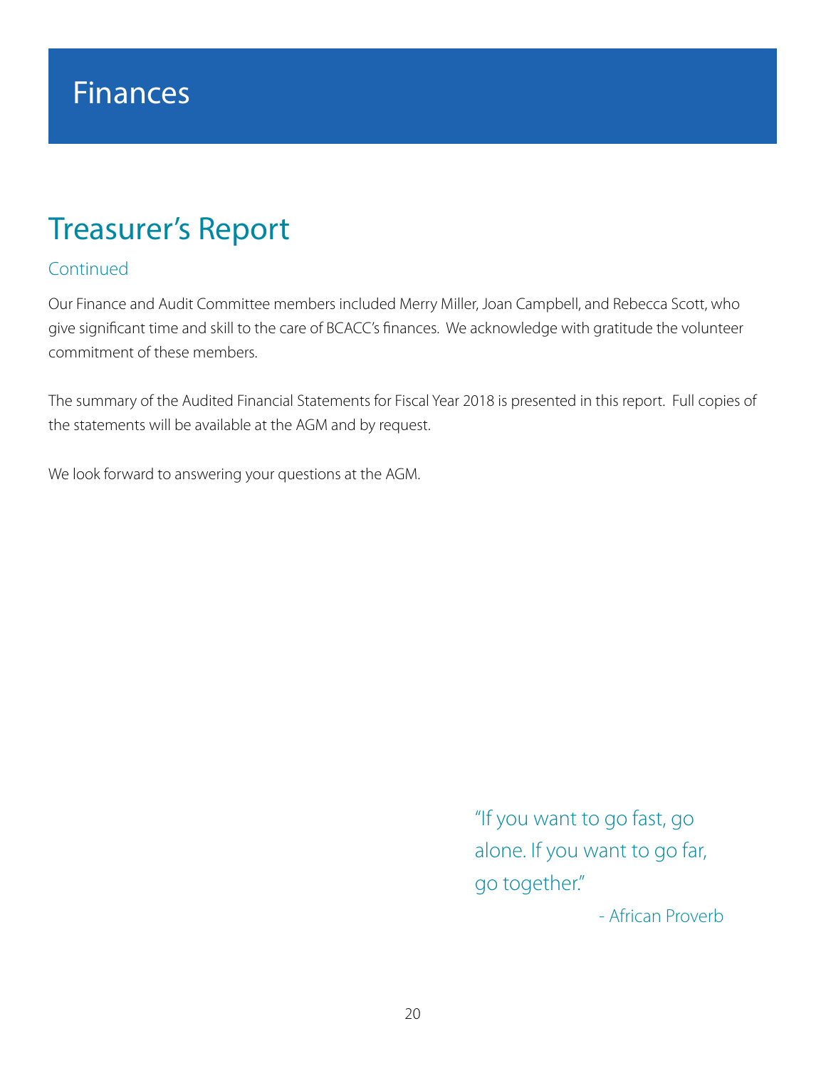# Finances

## Treasurer's Report

### Continued

Our Finance and Audit Committee members included Merry Miller, Joan Campbell, and Rebecca Scott, who give significant time and skill to the care of BCACC's finances. We acknowledge with gratitude the volunteer commitment of these members.

The summary of the Audited Financial Statements for Fiscal Year 2018 is presented in this report. Full copies of the statements will be available at the AGM and by request.

We look forward to answering your questions at the AGM.

> "If you want to go fast, go alone. If you want to go far, go together."
>
> \- African Proverb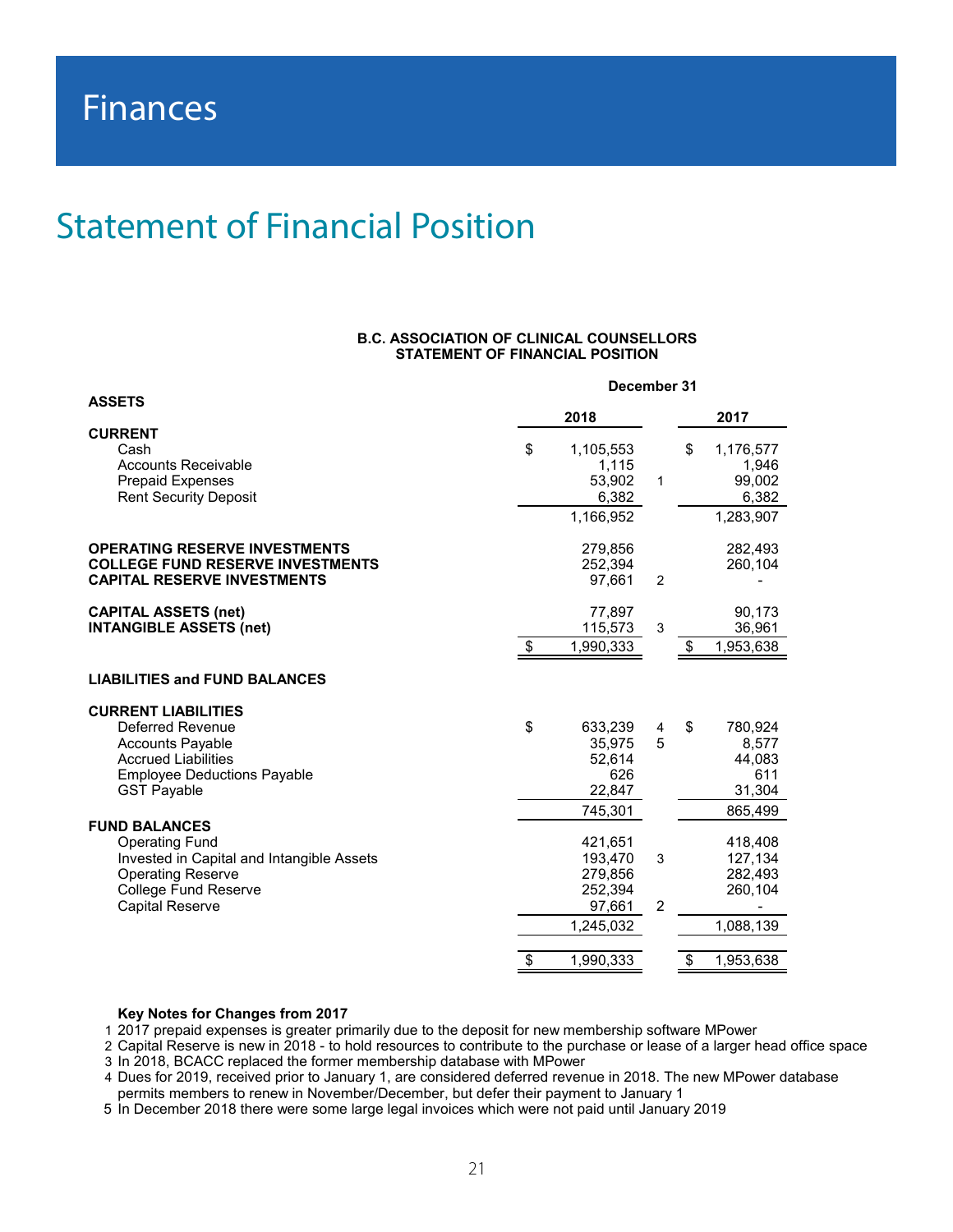# Finances

## Statement of Financial Position

**B.C. ASSOCIATION OF CLINICAL COUNSELLORS**
**STATEMENT OF FINANCIAL POSITION**

| | December 31 | | |
|---|---|---|---|
| **ASSETS** | **2018** | | **2017** |
| **CURRENT** | | | |
| Cash | $ 1,105,553 | | $ 1,176,577 |
| Accounts Receivable | 1,115 | | 1,946 |
| Prepaid Expenses | 53,902 | 1 | 99,002 |
| Rent Security Deposit | 6,382 | | 6,382 |
| | 1,166,952 | | 1,283,907 |
| **OPERATING RESERVE INVESTMENTS** | 279,856 | | 282,493 |
| **COLLEGE FUND RESERVE INVESTMENTS** | 252,394 | | 260,104 |
| **CAPITAL RESERVE INVESTMENTS** | 97,661 | 2 | - |
| **CAPITAL ASSETS (net)** | 77,897 | | 90,173 |
| **INTANGIBLE ASSETS (net)** | 115,573 | 3 | 36,961 |
| | $ 1,990,333 | | $ 1,953,638 |
| **LIABILITIES and FUND BALANCES** | | | |
| **CURRENT LIABILITIES** | | | |
| Deferred Revenue | $ 633,239 | 4 | $ 780,924 |
| Accounts Payable | 35,975 | 5 | 8,577 |
| Accrued Liabilities | 52,614 | | 44,083 |
| Employee Deductions Payable | 626 | | 611 |
| GST Payable | 22,847 | | 31,304 |
| | 745,301 | | 865,499 |
| **FUND BALANCES** | | | |
| Operating Fund | 421,651 | | 418,408 |
| Invested in Capital and Intangible Assets | 193,470 | 3 | 127,134 |
| Operating Reserve | 279,856 | | 282,493 |
| College Fund Reserve | 252,394 | | 260,104 |
| Capital Reserve | 97,661 | 2 | - |
| | 1,245,032 | | 1,088,139 |
| | $ 1,990,333 | | $ 1,953,638 |

**Key Notes for Changes from 2017**

1. 2017 prepaid expenses is greater primarily due to the deposit for new membership software MPower
2. Capital Reserve is new in 2018 - to hold resources to contribute to the purchase or lease of a larger head office space
3. In 2018, BCACC replaced the former membership database with MPower
4. Dues for 2019, received prior to January 1, are considered deferred revenue in 2018. The new MPower database permits members to renew in November/December, but defer their payment to January 1
5. In December 2018 there were some large legal invoices which were not paid until January 2019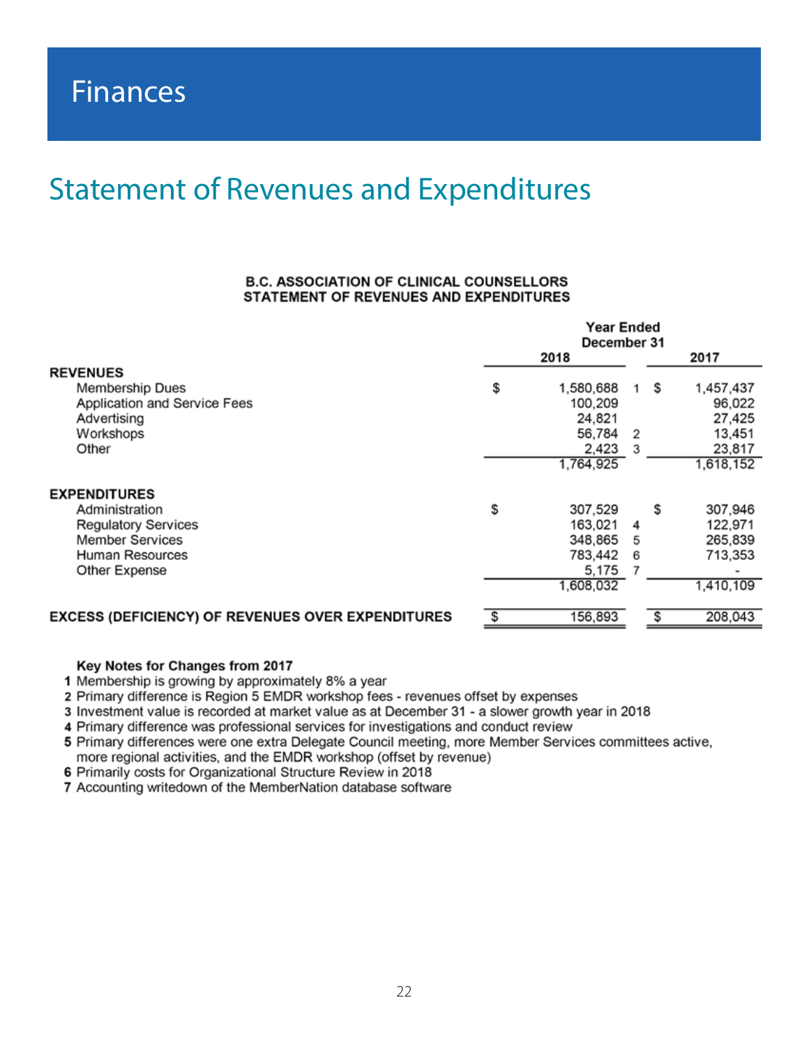# Finances

## Statement of Revenues and Expenditures

**B.C. ASSOCIATION OF CLINICAL COUNSELLORS**
**STATEMENT OF REVENUES AND EXPENDITURES**

| | Year Ended December 31 2018 | | 2017 |
|---|---|---|---|
| **REVENUES** | | | |
| Membership Dues | $ 1,580,688 | 1 | $ 1,457,437 |
| Application and Service Fees | 100,209 | | 96,022 |
| Advertising | 24,821 | | 27,425 |
| Workshops | 56,784 | 2 | 13,451 |
| Other | 2,423 | 3 | 23,817 |
| | 1,764,925 | | 1,618,152 |
| **EXPENDITURES** | | | |
| Administration | $ 307,529 | | $ 307,946 |
| Regulatory Services | 163,021 | 4 | 122,971 |
| Member Services | 348,865 | 5 | 265,839 |
| Human Resources | 783,442 | 6 | 713,353 |
| Other Expense | 5,175 | 7 | - |
| | 1,608,032 | | 1,410,109 |
| **EXCESS (DEFICIENCY) OF REVENUES OVER EXPENDITURES** | $ 156,893 | | $ 208,043 |

**Key Notes for Changes from 2017**

1. Membership is growing by approximately 8% a year
2. Primary difference is Region 5 EMDR workshop fees - revenues offset by expenses
3. Investment value is recorded at market value as at December 31 - a slower growth year in 2018
4. Primary difference was professional services for investigations and conduct review
5. Primary differences were one extra Delegate Council meeting, more Member Services committees active, more regional activities, and the EMDR workshop (offset by revenue)
6. Primarily costs for Organizational Structure Review in 2018
7. Accounting writedown of the MemberNation database software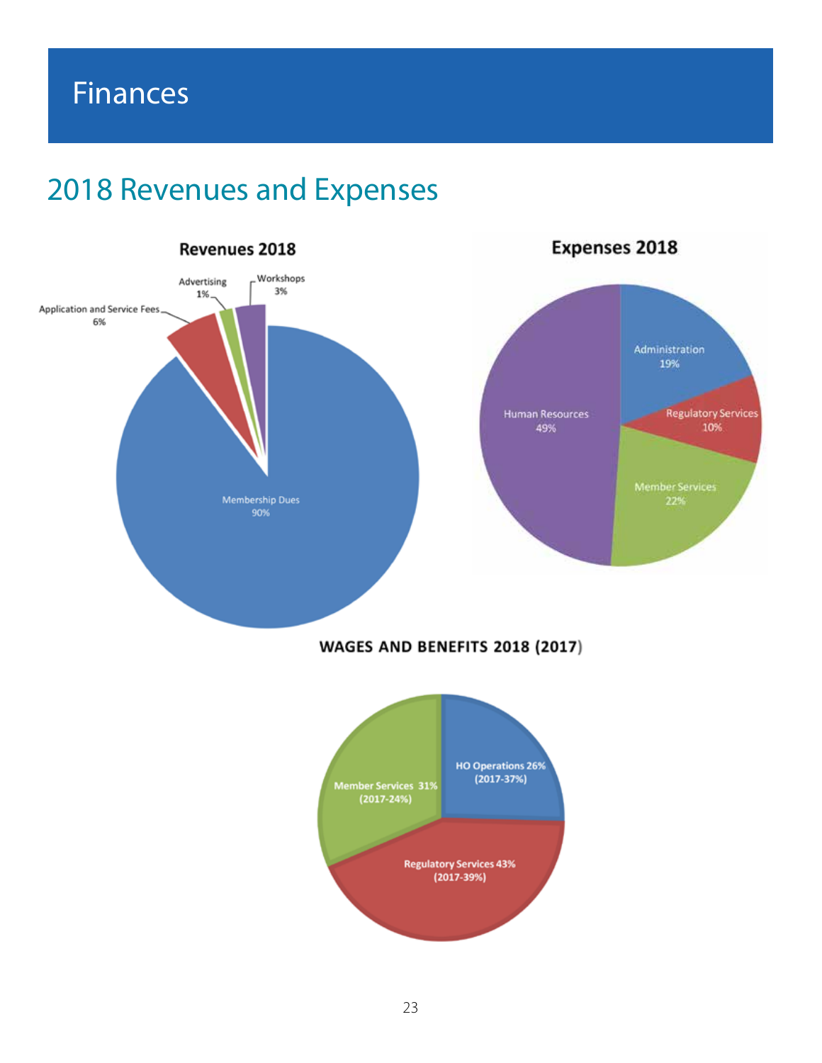# Finances

## 2018 Revenues and Expenses

**Revenues 2018**

- Membership Dues 90%
- Application and Service Fees 6%
- Workshops 3%
- Advertising 1%

**Expenses 2018**

- Human Resources 49%
- Member Services 22%
- Administration 19%
- Regulatory Services 10%

**WAGES AND BENEFITS 2018 (2017)**

- Regulatory Services 43% (2017-39%)
- Member Services 31% (2017-24%)
- HO Operations 26% (2017-37%)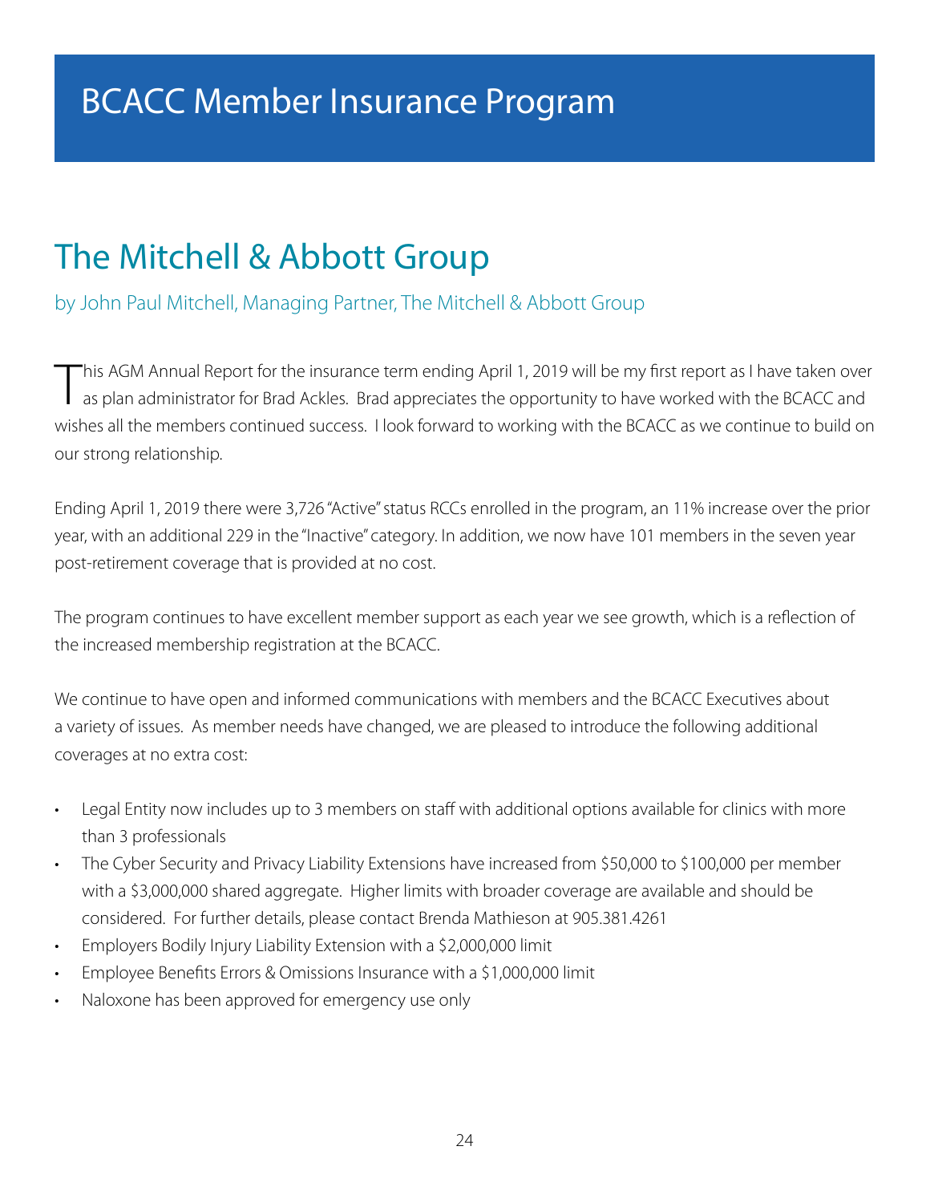# BCACC Member Insurance Program

## The Mitchell & Abbott Group

by John Paul Mitchell, Managing Partner, The Mitchell & Abbott Group

This AGM Annual Report for the insurance term ending April 1, 2019 will be my first report as I have taken over as plan administrator for Brad Ackles. Brad appreciates the opportunity to have worked with the BCACC and wishes all the members continued success. I look forward to working with the BCACC as we continue to build on our strong relationship.

Ending April 1, 2019 there were 3,726 "Active" status RCCs enrolled in the program, an 11% increase over the prior year, with an additional 229 in the "Inactive" category. In addition, we now have 101 members in the seven year post-retirement coverage that is provided at no cost.

The program continues to have excellent member support as each year we see growth, which is a reflection of the increased membership registration at the BCACC.

We continue to have open and informed communications with members and the BCACC Executives about a variety of issues. As member needs have changed, we are pleased to introduce the following additional coverages at no extra cost:

- Legal Entity now includes up to 3 members on staff with additional options available for clinics with more than 3 professionals
- The Cyber Security and Privacy Liability Extensions have increased from $50,000 to $100,000 per member with a $3,000,000 shared aggregate. Higher limits with broader coverage are available and should be considered. For further details, please contact Brenda Mathieson at 905.381.4261
- Employers Bodily Injury Liability Extension with a $2,000,000 limit
- Employee Benefits Errors & Omissions Insurance with a $1,000,000 limit
- Naloxone has been approved for emergency use only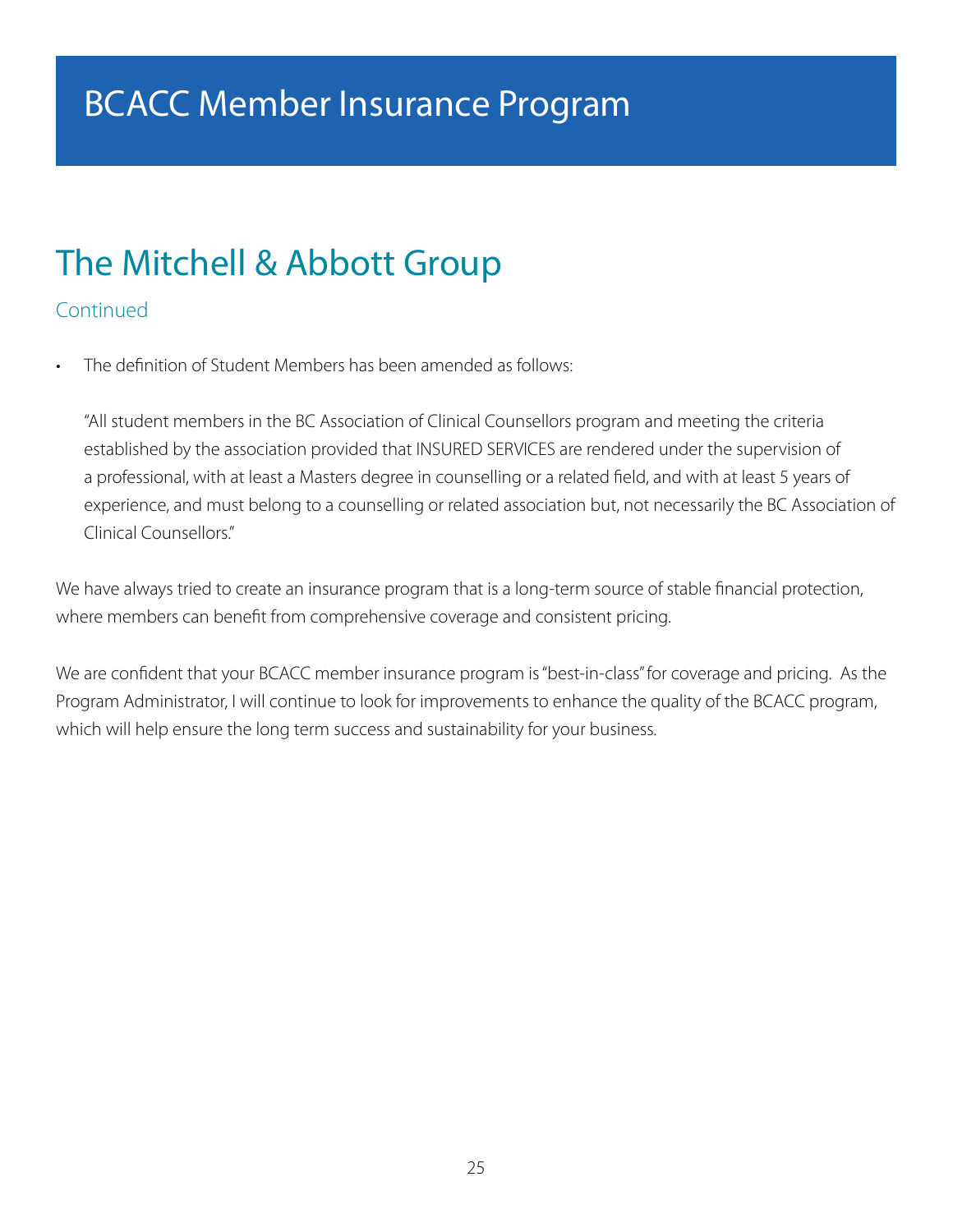# BCACC Member Insurance Program

## The Mitchell & Abbott Group

### Continued

- The definition of Student Members has been amended as follows:

  "All student members in the BC Association of Clinical Counsellors program and meeting the criteria established by the association provided that INSURED SERVICES are rendered under the supervision of a professional, with at least a Masters degree in counselling or a related field, and with at least 5 years of experience, and must belong to a counselling or related association but, not necessarily the BC Association of Clinical Counsellors."

We have always tried to create an insurance program that is a long-term source of stable financial protection, where members can benefit from comprehensive coverage and consistent pricing.

We are confident that your BCACC member insurance program is "best-in-class" for coverage and pricing. As the Program Administrator, I will continue to look for improvements to enhance the quality of the BCACC program, which will help ensure the long term success and sustainability for your business.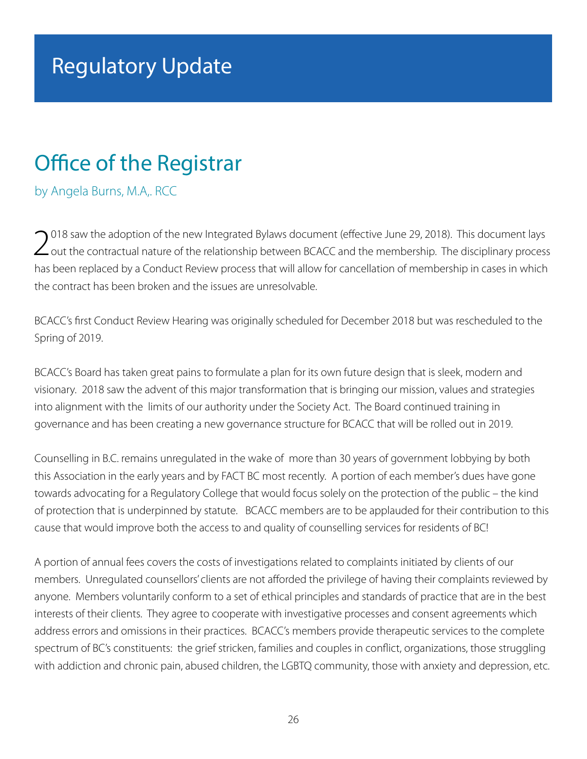# Regulatory Update

## Office of the Registrar

by Angela Burns, M.A,. RCC

2018 saw the adoption of the new Integrated Bylaws document (effective June 29, 2018). This document lays out the contractual nature of the relationship between BCACC and the membership. The disciplinary process has been replaced by a Conduct Review process that will allow for cancellation of membership in cases in which the contract has been broken and the issues are unresolvable.

BCACC's first Conduct Review Hearing was originally scheduled for December 2018 but was rescheduled to the Spring of 2019.

BCACC's Board has taken great pains to formulate a plan for its own future design that is sleek, modern and visionary. 2018 saw the advent of this major transformation that is bringing our mission, values and strategies into alignment with the limits of our authority under the Society Act. The Board continued training in governance and has been creating a new governance structure for BCACC that will be rolled out in 2019.

Counselling in B.C. remains unregulated in the wake of more than 30 years of government lobbying by both this Association in the early years and by FACT BC most recently. A portion of each member's dues have gone towards advocating for a Regulatory College that would focus solely on the protection of the public – the kind of protection that is underpinned by statute. BCACC members are to be applauded for their contribution to this cause that would improve both the access to and quality of counselling services for residents of BC!

A portion of annual fees covers the costs of investigations related to complaints initiated by clients of our members. Unregulated counsellors' clients are not afforded the privilege of having their complaints reviewed by anyone. Members voluntarily conform to a set of ethical principles and standards of practice that are in the best interests of their clients. They agree to cooperate with investigative processes and consent agreements which address errors and omissions in their practices. BCACC's members provide therapeutic services to the complete spectrum of BC's constituents: the grief stricken, families and couples in conflict, organizations, those struggling with addiction and chronic pain, abused children, the LGBTQ community, those with anxiety and depression, etc.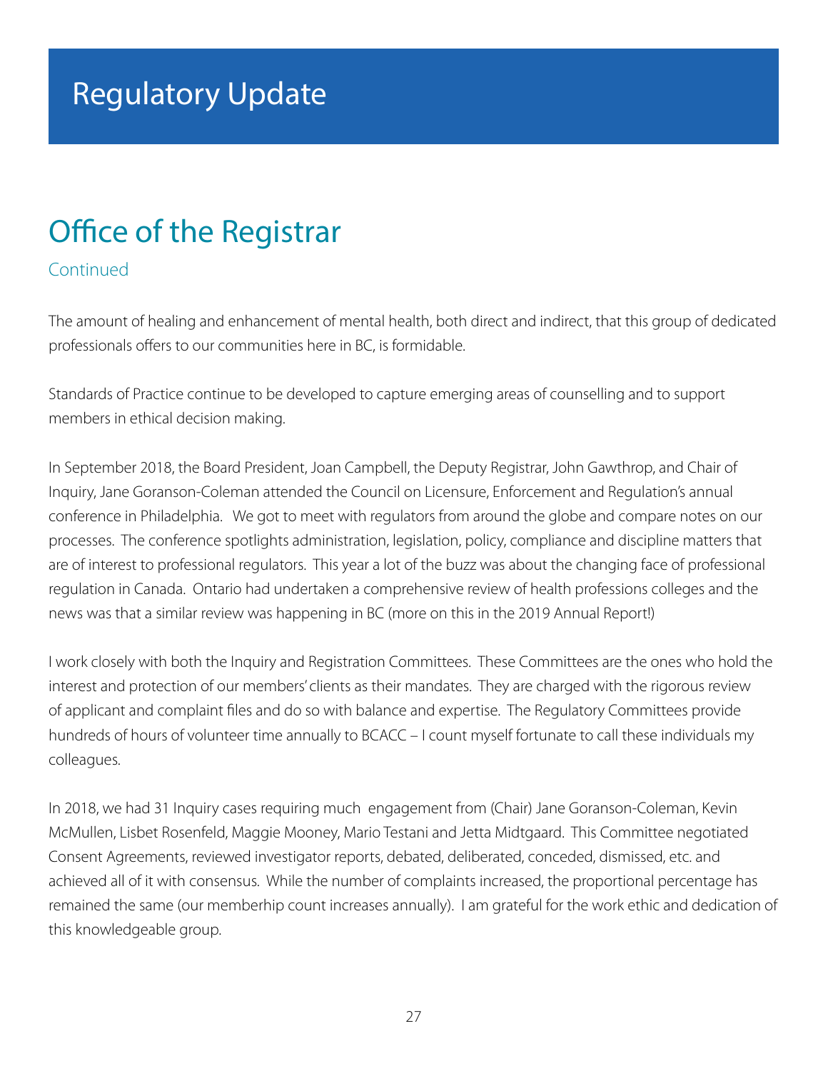# Regulatory Update

## Office of the Registrar

Continued

The amount of healing and enhancement of mental health, both direct and indirect, that this group of dedicated professionals offers to our communities here in BC, is formidable.

Standards of Practice continue to be developed to capture emerging areas of counselling and to support members in ethical decision making.

In September 2018, the Board President, Joan Campbell, the Deputy Registrar, John Gawthrop, and Chair of Inquiry, Jane Goranson-Coleman attended the Council on Licensure, Enforcement and Regulation's annual conference in Philadelphia. We got to meet with regulators from around the globe and compare notes on our processes. The conference spotlights administration, legislation, policy, compliance and discipline matters that are of interest to professional regulators. This year a lot of the buzz was about the changing face of professional regulation in Canada. Ontario had undertaken a comprehensive review of health professions colleges and the news was that a similar review was happening in BC (more on this in the 2019 Annual Report!)

I work closely with both the Inquiry and Registration Committees. These Committees are the ones who hold the interest and protection of our members' clients as their mandates. They are charged with the rigorous review of applicant and complaint files and do so with balance and expertise. The Regulatory Committees provide hundreds of hours of volunteer time annually to BCACC – I count myself fortunate to call these individuals my colleagues.

In 2018, we had 31 Inquiry cases requiring much engagement from (Chair) Jane Goranson-Coleman, Kevin McMullen, Lisbet Rosenfeld, Maggie Mooney, Mario Testani and Jetta Midtgaard. This Committee negotiated Consent Agreements, reviewed investigator reports, debated, deliberated, conceded, dismissed, etc. and achieved all of it with consensus. While the number of complaints increased, the proportional percentage has remained the same (our memberhip count increases annually). I am grateful for the work ethic and dedication of this knowledgeable group.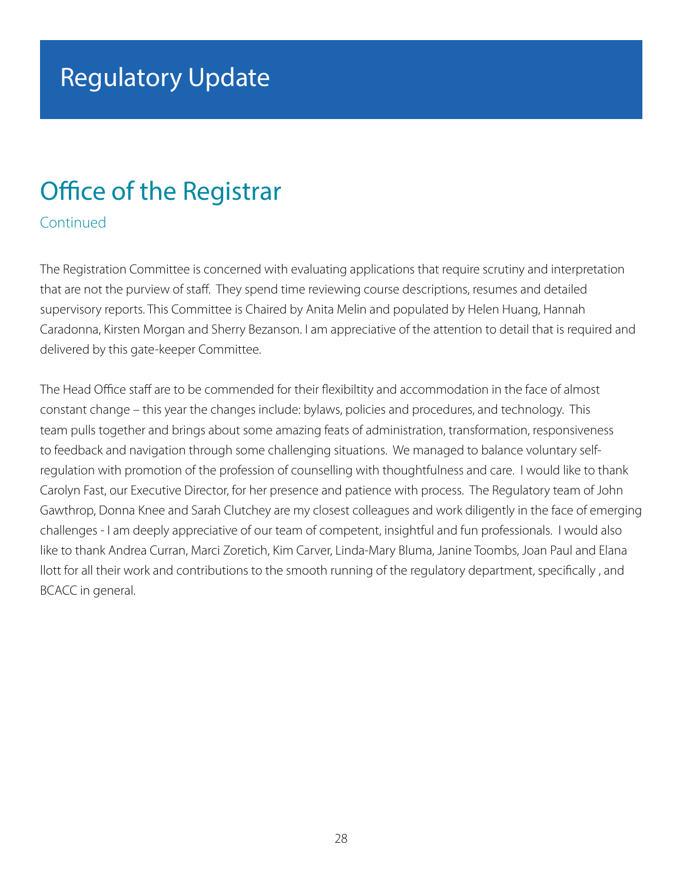# Regulatory Update

## Office of the Registrar

Continued

The Registration Committee is concerned with evaluating applications that require scrutiny and interpretation that are not the purview of staff. They spend time reviewing course descriptions, resumes and detailed supervisory reports. This Committee is Chaired by Anita Melin and populated by Helen Huang, Hannah Caradonna, Kirsten Morgan and Sherry Bezanson. I am appreciative of the attention to detail that is required and delivered by this gate-keeper Committee.

The Head Office staff are to be commended for their flexibiltity and accommodation in the face of almost constant change – this year the changes include: bylaws, policies and procedures, and technology. This team pulls together and brings about some amazing feats of administration, transformation, responsiveness to feedback and navigation through some challenging situations. We managed to balance voluntary self-regulation with promotion of the profession of counselling with thoughtfulness and care. I would like to thank Carolyn Fast, our Executive Director, for her presence and patience with process. The Regulatory team of John Gawthrop, Donna Knee and Sarah Clutchey are my closest colleagues and work diligently in the face of emerging challenges - I am deeply appreciative of our team of competent, insightful and fun professionals. I would also like to thank Andrea Curran, Marci Zoretich, Kim Carver, Linda-Mary Bluma, Janine Toombs, Joan Paul and Elana Ilott for all their work and contributions to the smooth running of the regulatory department, specifically , and BCACC in general.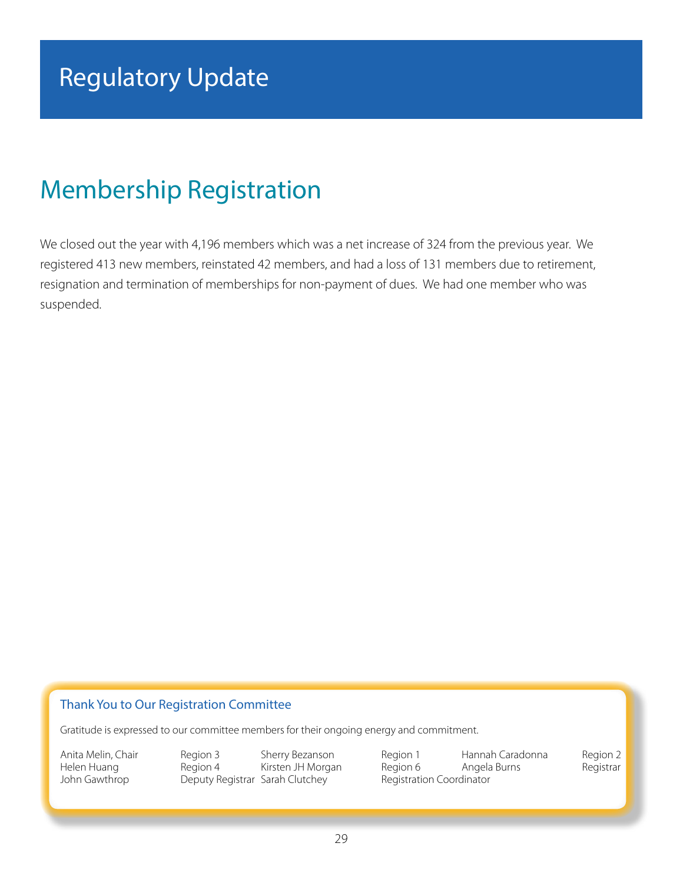# Regulatory Update

## Membership Registration

We closed out the year with 4,196 members which was a net increase of 324 from the previous year. We registered 413 new members, reinstated 42 members, and had a loss of 131 members due to retirement, resignation and termination of memberships for non-payment of dues. We had one member who was suspended.

### Thank You to Our Registration Committee

Gratitude is expressed to our committee members for their ongoing energy and commitment.

| | | | | | |
|---|---|---|---|---|---|
| Anita Melin, Chair | Region 3 | Sherry Bezanson | Region 1 | Hannah Caradonna | Region 2 |
| Helen Huang | Region 4 | Kirsten JH Morgan | Region 6 | Angela Burns | Registrar |
| John Gawthrop | Deputy Registrar | Sarah Clutchey | Registration Coordinator | | |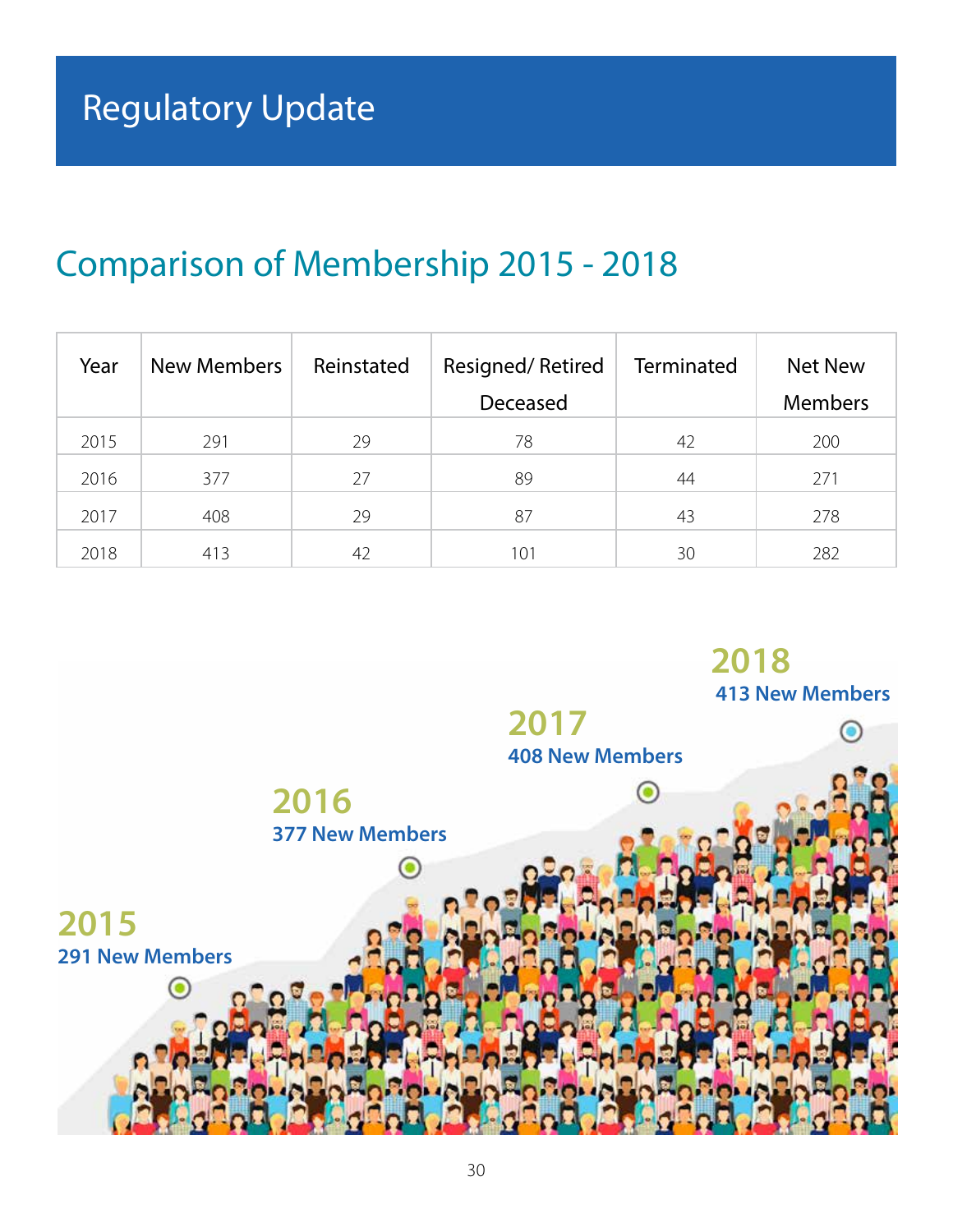# Regulatory Update

## Comparison of Membership 2015 - 2018

| Year | New Members | Reinstated | Resigned/ Retired Deceased | Terminated | Net New Members |
|---|---|---|---|---|---|
| 2015 | 291 | 29 | 78 | 42 | 200 |
| 2016 | 377 | 27 | 89 | 44 | 271 |
| 2017 | 408 | 29 | 87 | 43 | 278 |
| 2018 | 413 | 42 | 101 | 30 | 282 |

**2015**
**291 New Members**

**2016**
**377 New Members**

**2017**
**408 New Members**

**2018**
**413 New Members**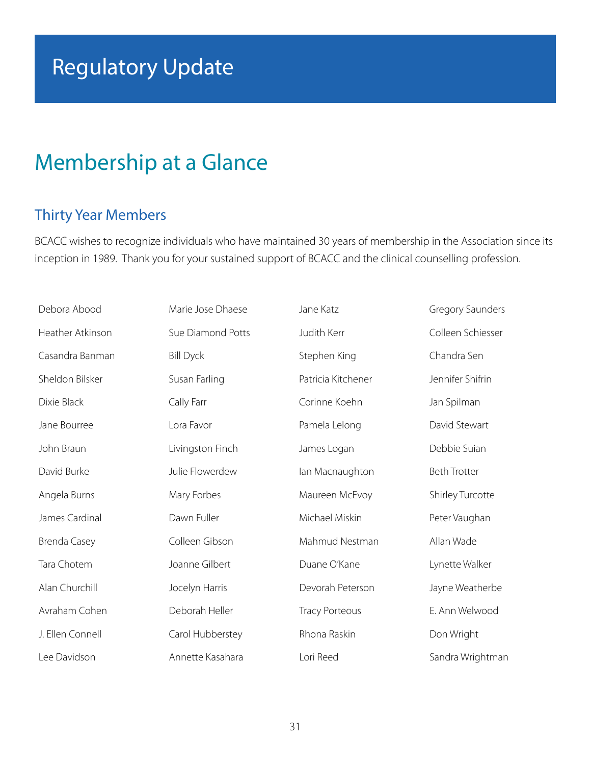# Regulatory Update

## Membership at a Glance

### Thirty Year Members

BCACC wishes to recognize individuals who have maintained 30 years of membership in the Association since its inception in 1989. Thank you for your sustained support of BCACC and the clinical counselling profession.

Debora Abood
Heather Atkinson
Casandra Banman
Sheldon Bilsker
Dixie Black
Jane Bourree
John Braun
David Burke
Angela Burns
James Cardinal
Brenda Casey
Tara Chotem
Alan Churchill
Avraham Cohen
J. Ellen Connell
Lee Davidson
Marie Jose Dhaese
Sue Diamond Potts
Bill Dyck
Susan Farling
Cally Farr
Lora Favor
Livingston Finch
Julie Flowerdew
Mary Forbes
Dawn Fuller
Colleen Gibson
Joanne Gilbert
Jocelyn Harris
Deborah Heller
Carol Hubberstey
Annette Kasahara
Jane Katz
Judith Kerr
Stephen King
Patricia Kitchener
Corinne Koehn
Pamela Lelong
James Logan
Ian Macnaughton
Maureen McEvoy
Michael Miskin
Mahmud Nestman
Duane O'Kane
Devorah Peterson
Tracy Porteous
Rhona Raskin
Lori Reed
Gregory Saunders
Colleen Schiesser
Chandra Sen
Jennifer Shifrin
Jan Spilman
David Stewart
Debbie Suian
Beth Trotter
Shirley Turcotte
Peter Vaughan
Allan Wade
Lynette Walker
Jayne Weatherbe
E. Ann Welwood
Don Wright
Sandra Wrightman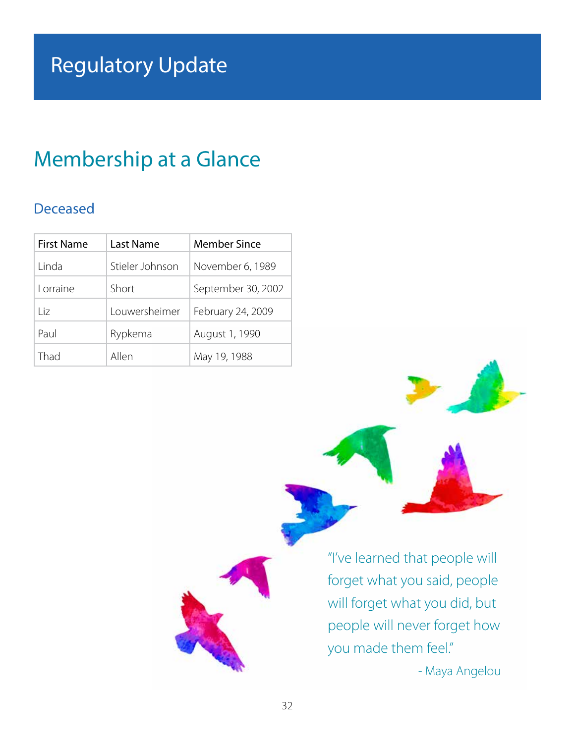# Regulatory Update

## Membership at a Glance

### Deceased

| First Name | Last Name | Member Since |
|---|---|---|
| Linda | Stieler Johnson | November 6, 1989 |
| Lorraine | Short | September 30, 2002 |
| Liz | Louwersheimer | February 24, 2009 |
| Paul | Rypkema | August 1, 1990 |
| Thad | Allen | May 19, 1988 |

"I've learned that people will forget what you said, people will forget what you did, but people will never forget how you made them feel."

- Maya Angelou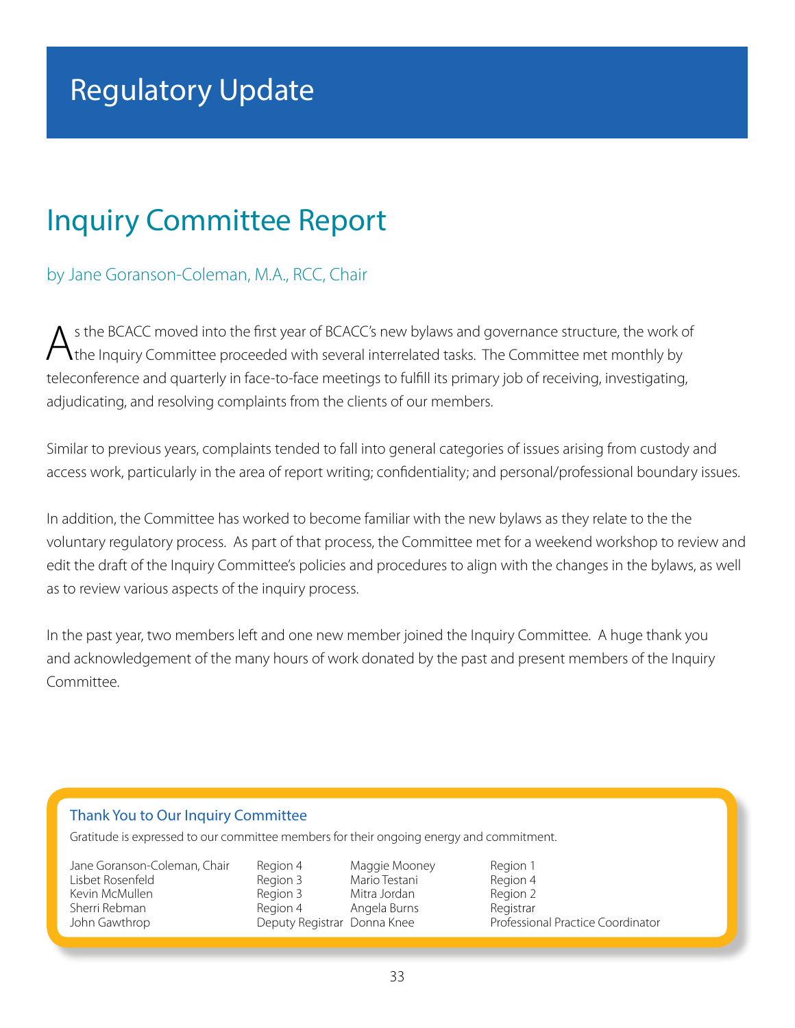# Regulatory Update

## Inquiry Committee Report

by Jane Goranson-Coleman, M.A., RCC, Chair

As the BCACC moved into the first year of BCACC's new bylaws and governance structure, the work of the Inquiry Committee proceeded with several interrelated tasks. The Committee met monthly by teleconference and quarterly in face-to-face meetings to fulfill its primary job of receiving, investigating, adjudicating, and resolving complaints from the clients of our members.

Similar to previous years, complaints tended to fall into general categories of issues arising from custody and access work, particularly in the area of report writing; confidentiality; and personal/professional boundary issues.

In addition, the Committee has worked to become familiar with the new bylaws as they relate to the the voluntary regulatory process. As part of that process, the Committee met for a weekend workshop to review and edit the draft of the Inquiry Committee's policies and procedures to align with the changes in the bylaws, as well as to review various aspects of the inquiry process.

In the past year, two members left and one new member joined the Inquiry Committee. A huge thank you and acknowledgement of the many hours of work donated by the past and present members of the Inquiry Committee.

### Thank You to Our Inquiry Committee

Gratitude is expressed to our committee members for their ongoing energy and commitment.

| | | | |
|---|---|---|---|
| Jane Goranson-Coleman, Chair | Region 4 | Maggie Mooney | Region 1 |
| Lisbet Rosenfeld | Region 3 | Mario Testani | Region 4 |
| Kevin McMullen | Region 3 | Mitra Jordan | Region 2 |
| Sherri Rebman | Region 4 | Angela Burns | Registrar |
| John Gawthrop | Deputy Registrar | Donna Knee | Professional Practice Coordinator |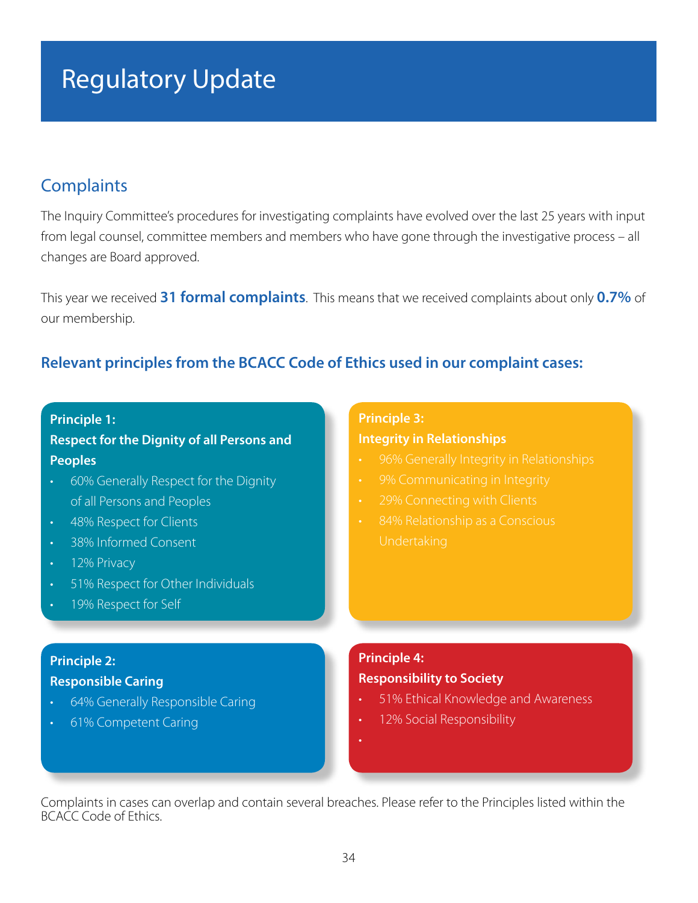# Regulatory Update

## Complaints

The Inquiry Committee's procedures for investigating complaints have evolved over the last 25 years with input from legal counsel, committee members and members who have gone through the investigative process – all changes are Board approved.

This year we received **31 formal complaints**. This means that we received complaints about only **0.7%** of our membership.

### Relevant principles from the BCACC Code of Ethics used in our complaint cases:

**Principle 1:**
**Respect for the Dignity of all Persons and Peoples**

- 60% Generally Respect for the Dignity of all Persons and Peoples
- 48% Respect for Clients
- 38% Informed Consent
- 12% Privacy
- 51% Respect for Other Individuals
- 19% Respect for Self

**Principle 2:**
**Responsible Caring**

- 64% Generally Responsible Caring
- 61% Competent Caring

**Principle 3:**
**Integrity in Relationships**

- 96% Generally Integrity in Relationships
- 9% Communicating in Integrity
- 29% Connecting with Clients
- 84% Relationship as a Conscious Undertaking

**Principle 4:**
**Responsibility to Society**

- 51% Ethical Knowledge and Awareness
- 12% Social Responsibility

Complaints in cases can overlap and contain several breaches. Please refer to the Principles listed within the BCACC Code of Ethics.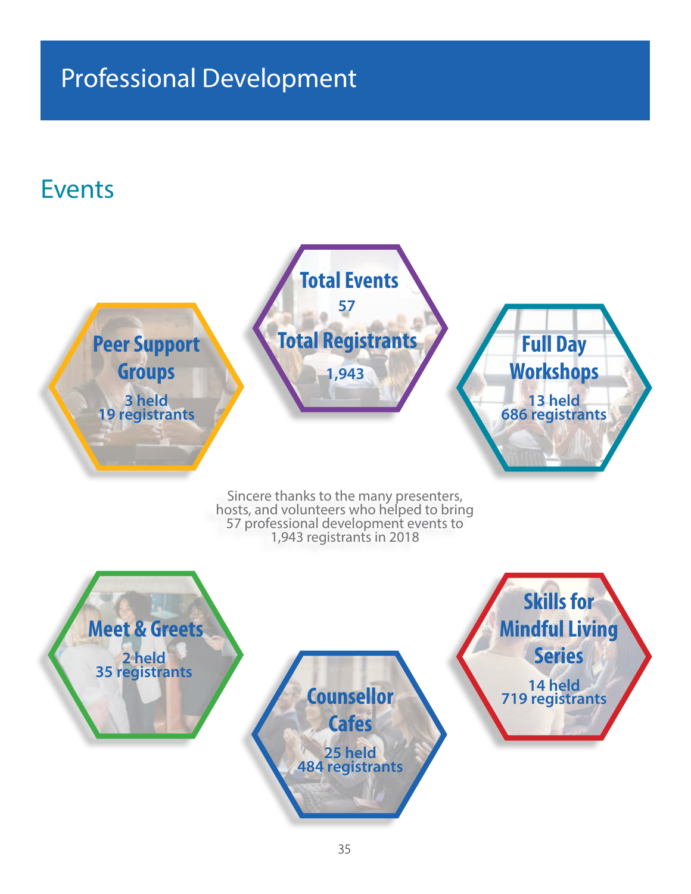# Professional Development

## Events

**Total Events**
57

**Total Registrants**
1,943

**Peer Support Groups**
3 held
19 registrants

**Full Day Workshops**
13 held
686 registrants

Sincere thanks to the many presenters, hosts, and volunteers who helped to bring 57 professional development events to 1,943 registrants in 2018

**Meet & Greets**
2 held
35 registrants

**Skills for Mindful Living Series**
14 held
719 registrants

**Counsellor Cafes**
25 held
484 registrants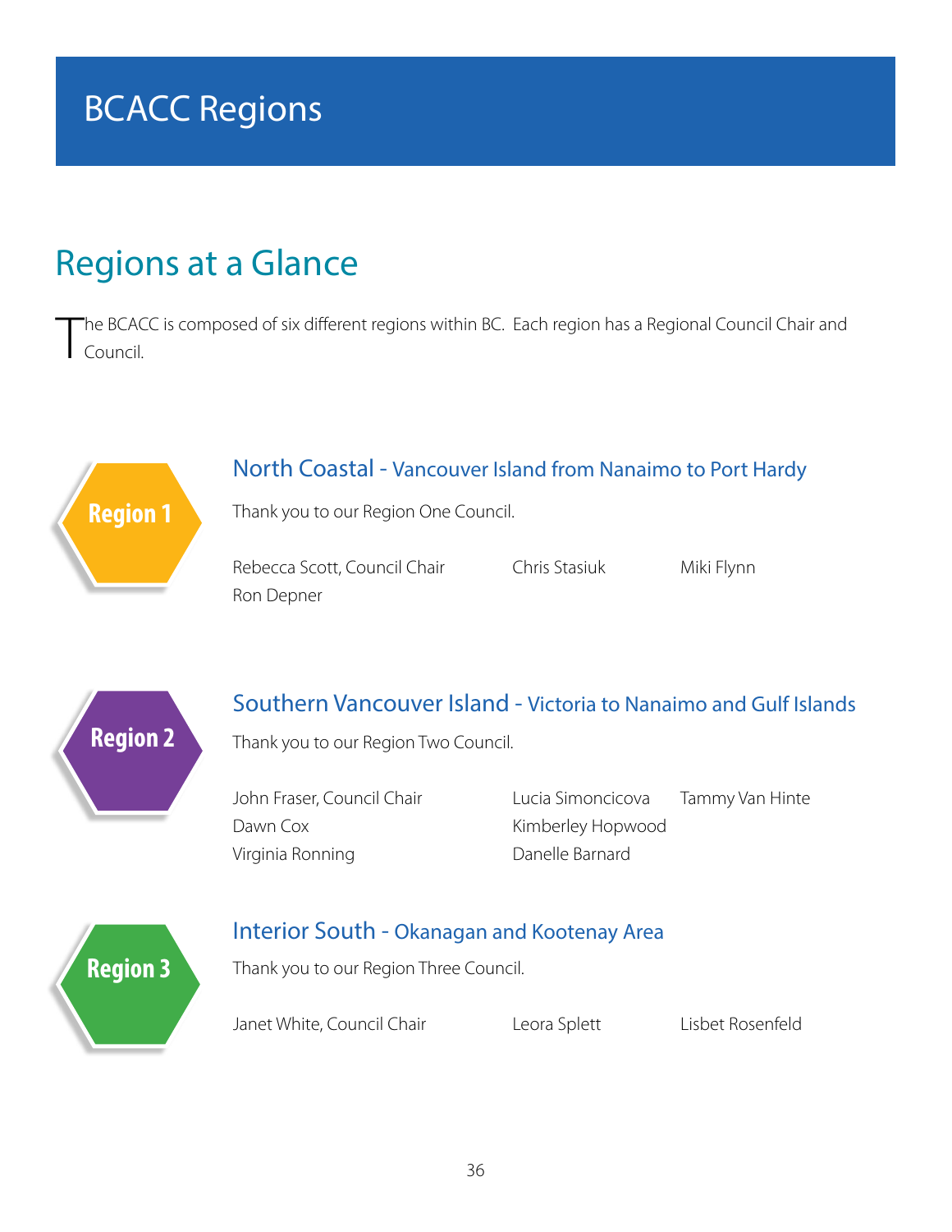# BCACC Regions

## Regions at a Glance

The BCACC is composed of six different regions within BC. Each region has a Regional Council Chair and Council.

**Region 1**

### North Coastal - Vancouver Island from Nanaimo to Port Hardy

Thank you to our Region One Council.

Rebecca Scott, Council Chair
Chris Stasiuk
Miki Flynn
Ron Depner

**Region 2**

### Southern Vancouver Island - Victoria to Nanaimo and Gulf Islands

Thank you to our Region Two Council.

John Fraser, Council Chair
Dawn Cox
Virginia Ronning
Lucia Simoncicova
Kimberley Hopwood
Danelle Barnard
Tammy Van Hinte

**Region 3**

### Interior South - Okanagan and Kootenay Area

Thank you to our Region Three Council.

Janet White, Council Chair
Leora Splett
Lisbet Rosenfeld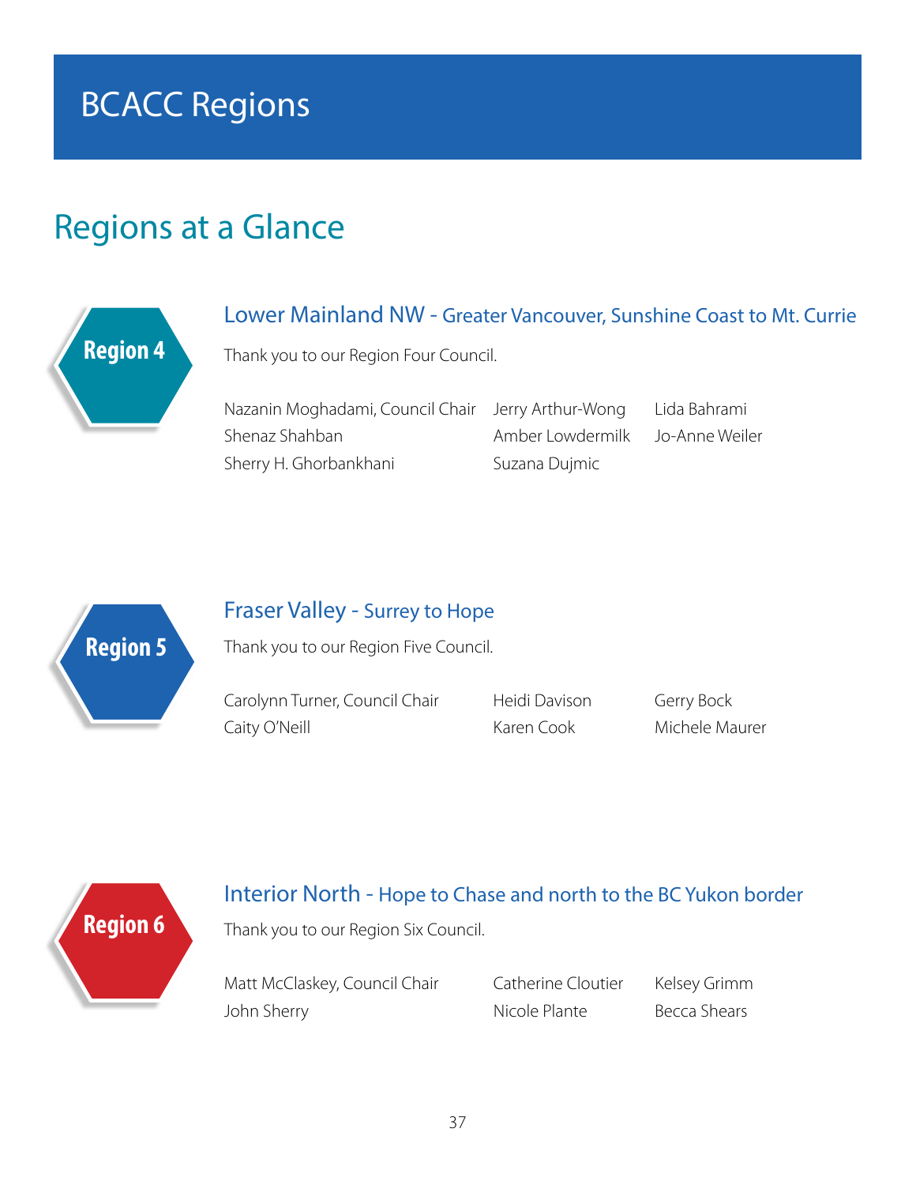# BCACC Regions

## Regions at a Glance

**Region 4**

### Lower Mainland NW - Greater Vancouver, Sunshine Coast to Mt. Currie

Thank you to our Region Four Council.

Nazanin Moghadami, Council Chair
Shenaz Shahban
Sherry H. Ghorbankhani
Jerry Arthur-Wong
Amber Lowdermilk
Suzana Dujmic
Lida Bahrami
Jo-Anne Weiler

**Region 5**

### Fraser Valley - Surrey to Hope

Thank you to our Region Five Council.

Carolynn Turner, Council Chair
Caity O'Neill
Heidi Davison
Karen Cook
Gerry Bock
Michele Maurer

**Region 6**

### Interior North - Hope to Chase and north to the BC Yukon border

Thank you to our Region Six Council.

Matt McClaskey, Council Chair
John Sherry
Catherine Cloutier
Nicole Plante
Kelsey Grimm
Becca Shears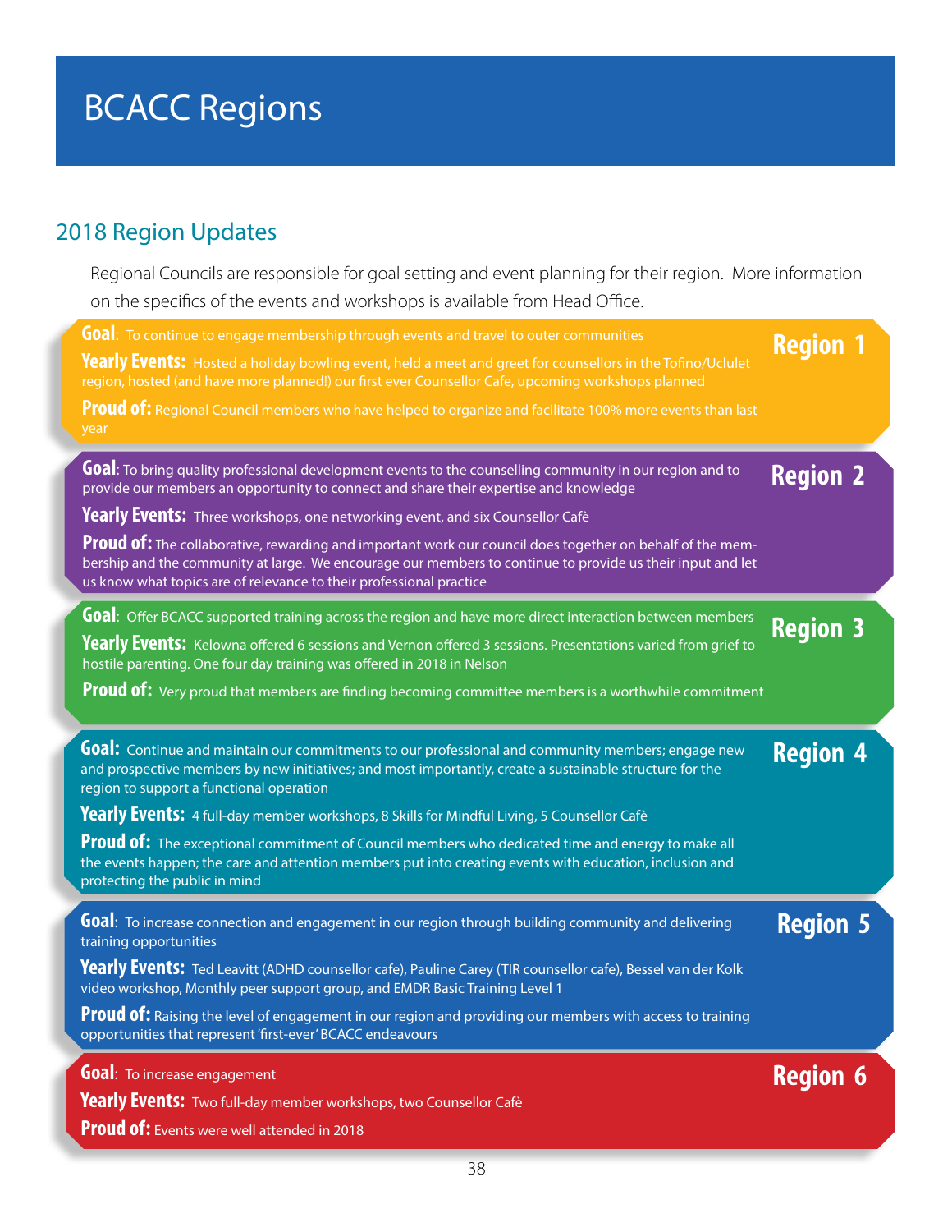# BCACC Regions

## 2018 Region Updates

Regional Councils are responsible for goal setting and event planning for their region. More information on the specifics of the events and workshops is available from Head Office.

### Region 1

**Goal**: To continue to engage membership through events and travel to outer communities

**Yearly Events:** Hosted a holiday bowling event, held a meet and greet for counsellors in the Tofino/Uclulet region, hosted (and have more planned!) our first ever Counsellor Cafe, upcoming workshops planned

**Proud of:** Regional Council members who have helped to organize and facilitate 100% more events than last year

### Region 2

**Goal**: To bring quality professional development events to the counselling community in our region and to provide our members an opportunity to connect and share their expertise and knowledge

**Yearly Events:** Three workshops, one networking event, and six Counsellor Cafè

**Proud of:** The collaborative, rewarding and important work our council does together on behalf of the membership and the community at large. We encourage our members to continue to provide us their input and let us know what topics are of relevance to their professional practice

### Region 3

**Goal**: Offer BCACC supported training across the region and have more direct interaction between members

**Yearly Events:** Kelowna offered 6 sessions and Vernon offered 3 sessions. Presentations varied from grief to hostile parenting. One four day training was offered in 2018 in Nelson

**Proud of:** Very proud that members are finding becoming committee members is a worthwhile commitment

### Region 4

**Goal:** Continue and maintain our commitments to our professional and community members; engage new and prospective members by new initiatives; and most importantly, create a sustainable structure for the region to support a functional operation

**Yearly Events:** 4 full-day member workshops, 8 Skills for Mindful Living, 5 Counsellor Cafè

**Proud of:** The exceptional commitment of Council members who dedicated time and energy to make all the events happen; the care and attention members put into creating events with education, inclusion and protecting the public in mind

### Region 5

**Goal**: To increase connection and engagement in our region through building community and delivering training opportunities

**Yearly Events:** Ted Leavitt (ADHD counsellor cafe), Pauline Carey (TIR counsellor cafe), Bessel van der Kolk video workshop, Monthly peer support group, and EMDR Basic Training Level 1

**Proud of:** Raising the level of engagement in our region and providing our members with access to training opportunities that represent 'first-ever' BCACC endeavours

### Region 6

**Goal**: To increase engagement

**Yearly Events:** Two full-day member workshops, two Counsellor Cafè

**Proud of:** Events were well attended in 2018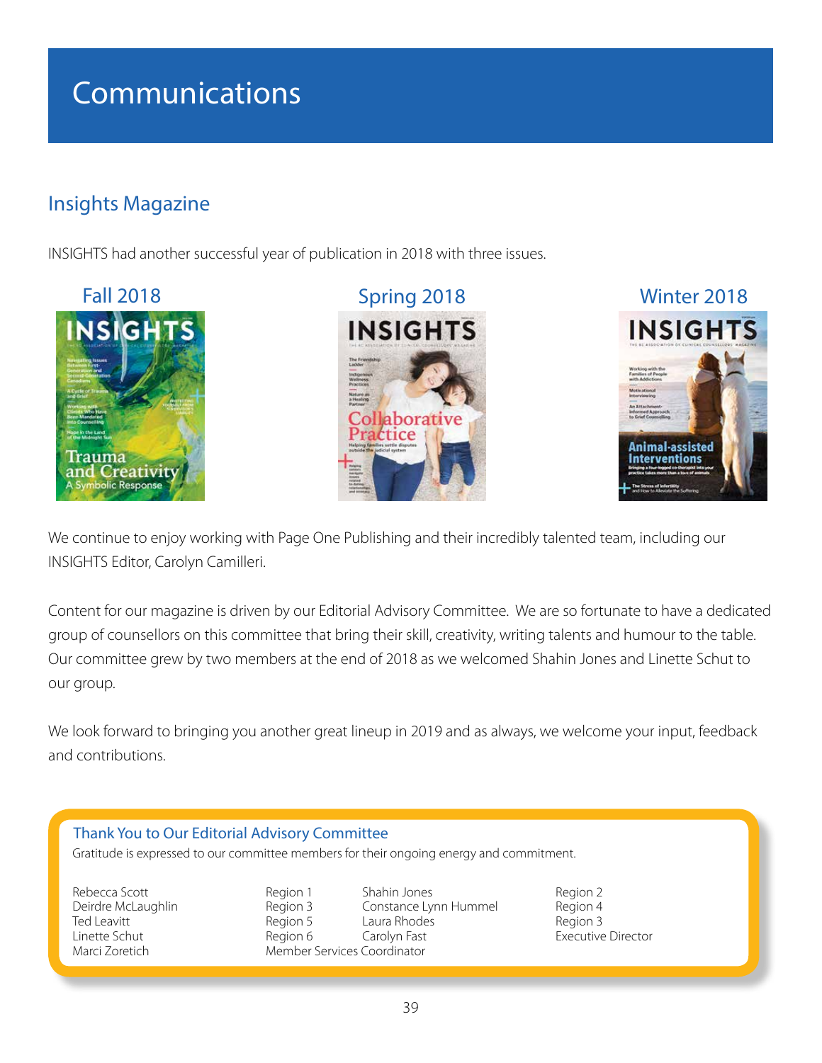# Communications

## Insights Magazine

INSIGHTS had another successful year of publication in 2018 with three issues.

Fall 2018

Spring 2018

Winter 2018

We continue to enjoy working with Page One Publishing and their incredibly talented team, including our INSIGHTS Editor, Carolyn Camilleri.

Content for our magazine is driven by our Editorial Advisory Committee. We are so fortunate to have a dedicated group of counsellors on this committee that bring their skill, creativity, writing talents and humour to the table. Our committee grew by two members at the end of 2018 as we welcomed Shahin Jones and Linette Schut to our group.

We look forward to bringing you another great lineup in 2019 and as always, we welcome your input, feedback and contributions.

### Thank You to Our Editorial Advisory Committee

Gratitude is expressed to our committee members for their ongoing energy and commitment.

| | | | |
|---|---|---|---|
| Rebecca Scott | Region 1 | Shahin Jones | Region 2 |
| Deirdre McLaughlin | Region 3 | Constance Lynn Hummel | Region 4 |
| Ted Leavitt | Region 5 | Laura Rhodes | Region 3 |
| Linette Schut | Region 6 | Carolyn Fast | Executive Director |
| Marci Zoretich | Member Services Coordinator | | |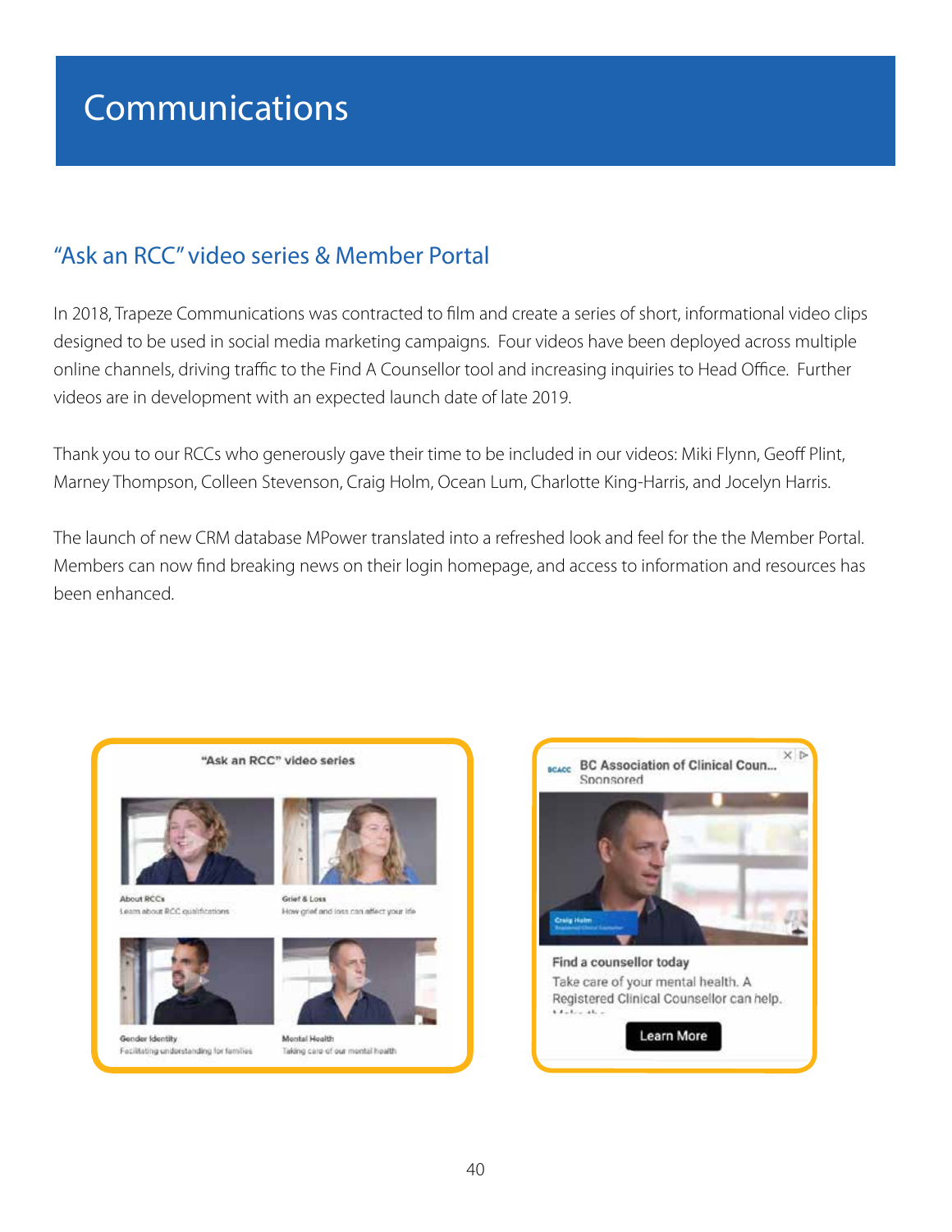# Communications

## "Ask an RCC" video series & Member Portal

In 2018, Trapeze Communications was contracted to film and create a series of short, informational video clips designed to be used in social media marketing campaigns. Four videos have been deployed across multiple online channels, driving traffic to the Find A Counsellor tool and increasing inquiries to Head Office. Further videos are in development with an expected launch date of late 2019.

Thank you to our RCCs who generously gave their time to be included in our videos: Miki Flynn, Geoff Plint, Marney Thompson, Colleen Stevenson, Craig Holm, Ocean Lum, Charlotte King-Harris, and Jocelyn Harris.

The launch of new CRM database MPower translated into a refreshed look and feel for the the Member Portal. Members can now find breaking news on their login homepage, and access to information and resources has been enhanced.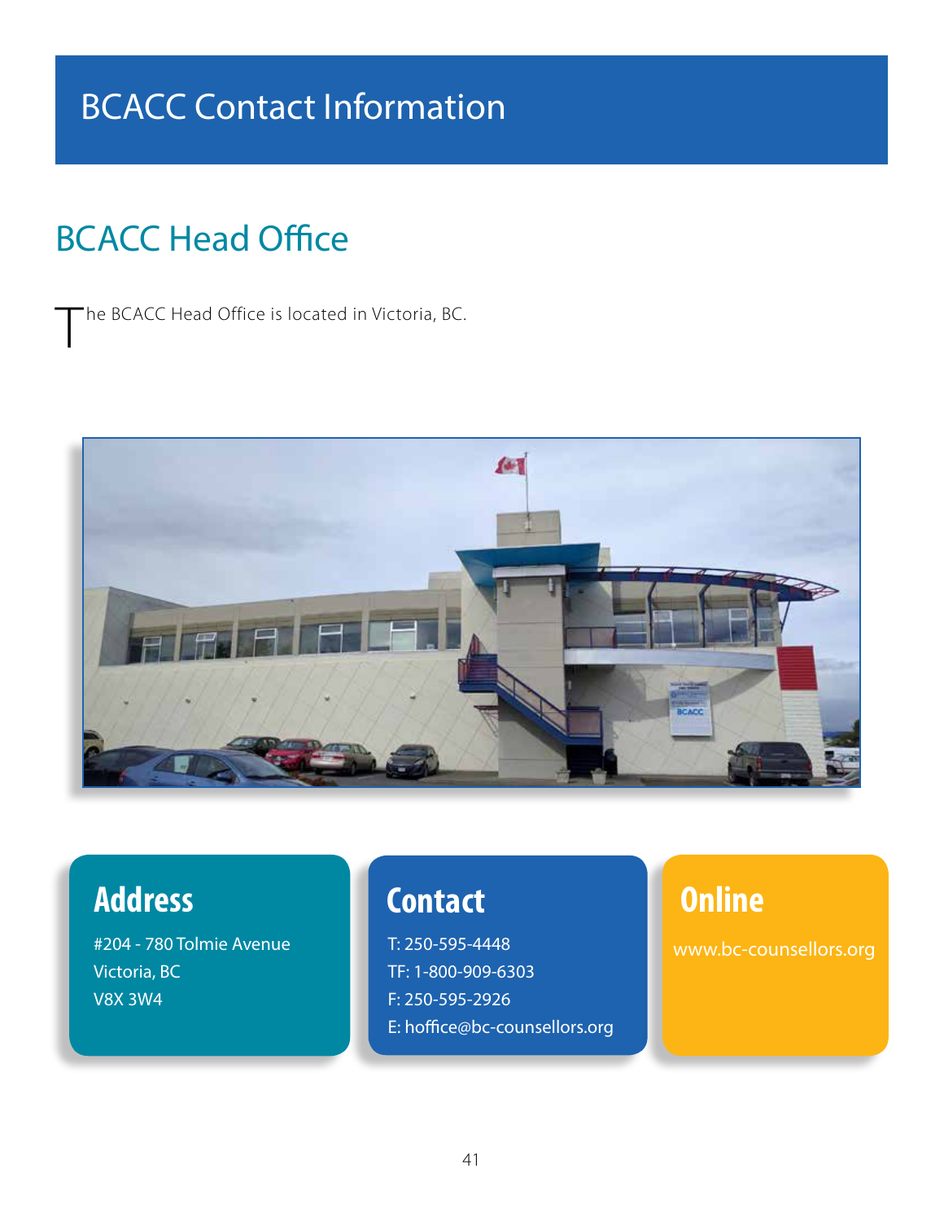# BCACC Contact Information

## BCACC Head Office

The BCACC Head Office is located in Victoria, BC.

### Address

#204 - 780 Tolmie Avenue
Victoria, BC
V8X 3W4

### Contact

T: 250-595-4448
TF: 1-800-909-6303
F: 250-595-2926
E: hoffice@bc-counsellors.org

### Online

www.bc-counsellors.org